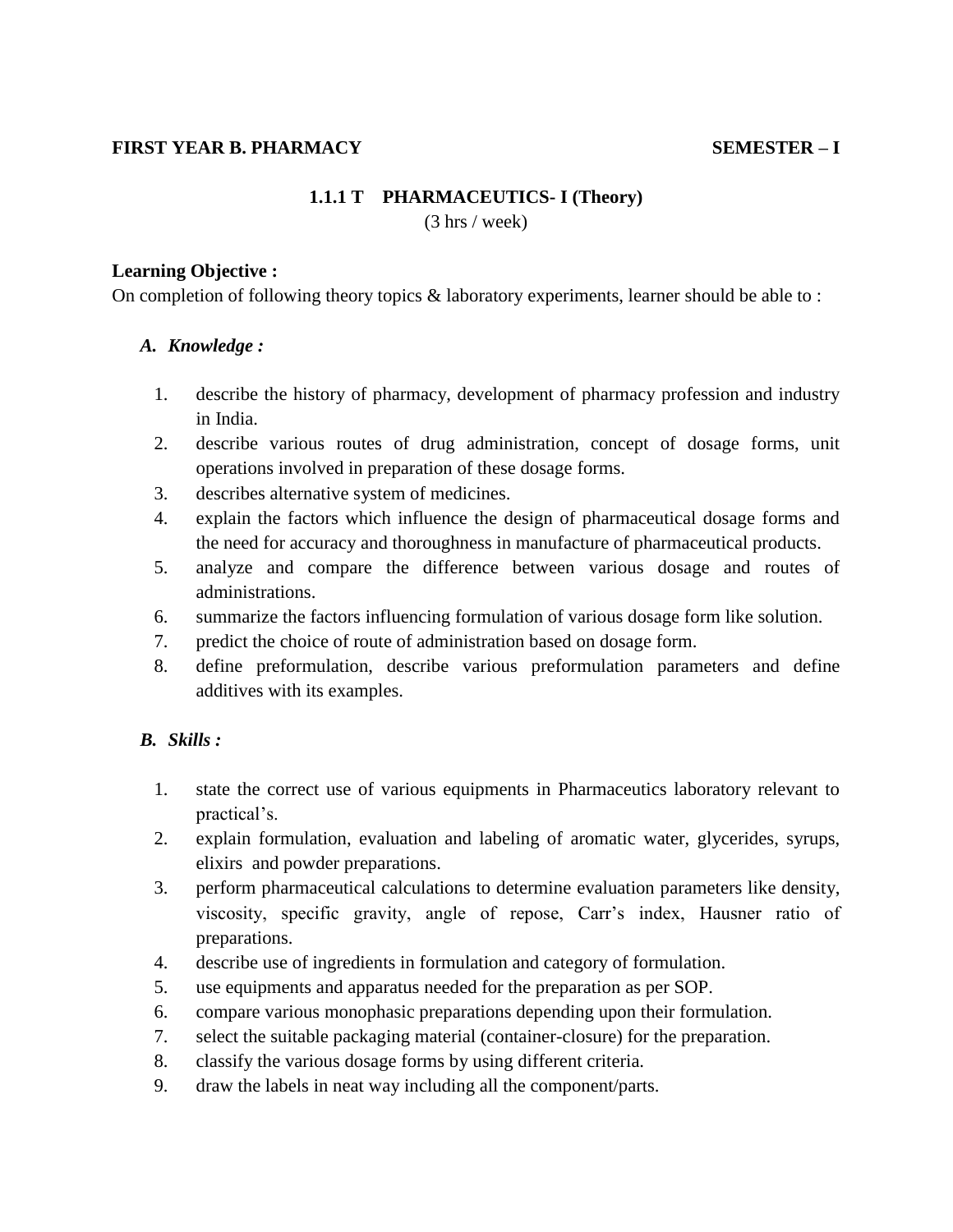**FIRST YEAR B. PHARMACY** **SEMESTER – I**

## 1.1.1 T PHARMACEUTICS- I (Theory)

(3 hrs / week)

**Learning Objective :**

On completion of following theory topics & laboratory experiments, learner should be able to :

### *A. Knowledge :*

1. describe the history of pharmacy, development of pharmacy profession and industry in India.
2. describe various routes of drug administration, concept of dosage forms, unit operations involved in preparation of these dosage forms.
3. describes alternative system of medicines.
4. explain the factors which influence the design of pharmaceutical dosage forms and the need for accuracy and thoroughness in manufacture of pharmaceutical products.
5. analyze and compare the difference between various dosage and routes of administrations.
6. summarize the factors influencing formulation of various dosage form like solution.
7. predict the choice of route of administration based on dosage form.
8. define preformulation, describe various preformulation parameters and define additives with its examples.

### *B. Skills :*

1. state the correct use of various equipments in Pharmaceutics laboratory relevant to practical's.
2. explain formulation, evaluation and labeling of aromatic water, glycerides, syrups, elixirs and powder preparations.
3. perform pharmaceutical calculations to determine evaluation parameters like density, viscosity, specific gravity, angle of repose, Carr's index, Hausner ratio of preparations.
4. describe use of ingredients in formulation and category of formulation.
5. use equipments and apparatus needed for the preparation as per SOP.
6. compare various monophasic preparations depending upon their formulation.
7. select the suitable packaging material (container-closure) for the preparation.
8. classify the various dosage forms by using different criteria.
9. draw the labels in neat way including all the component/parts.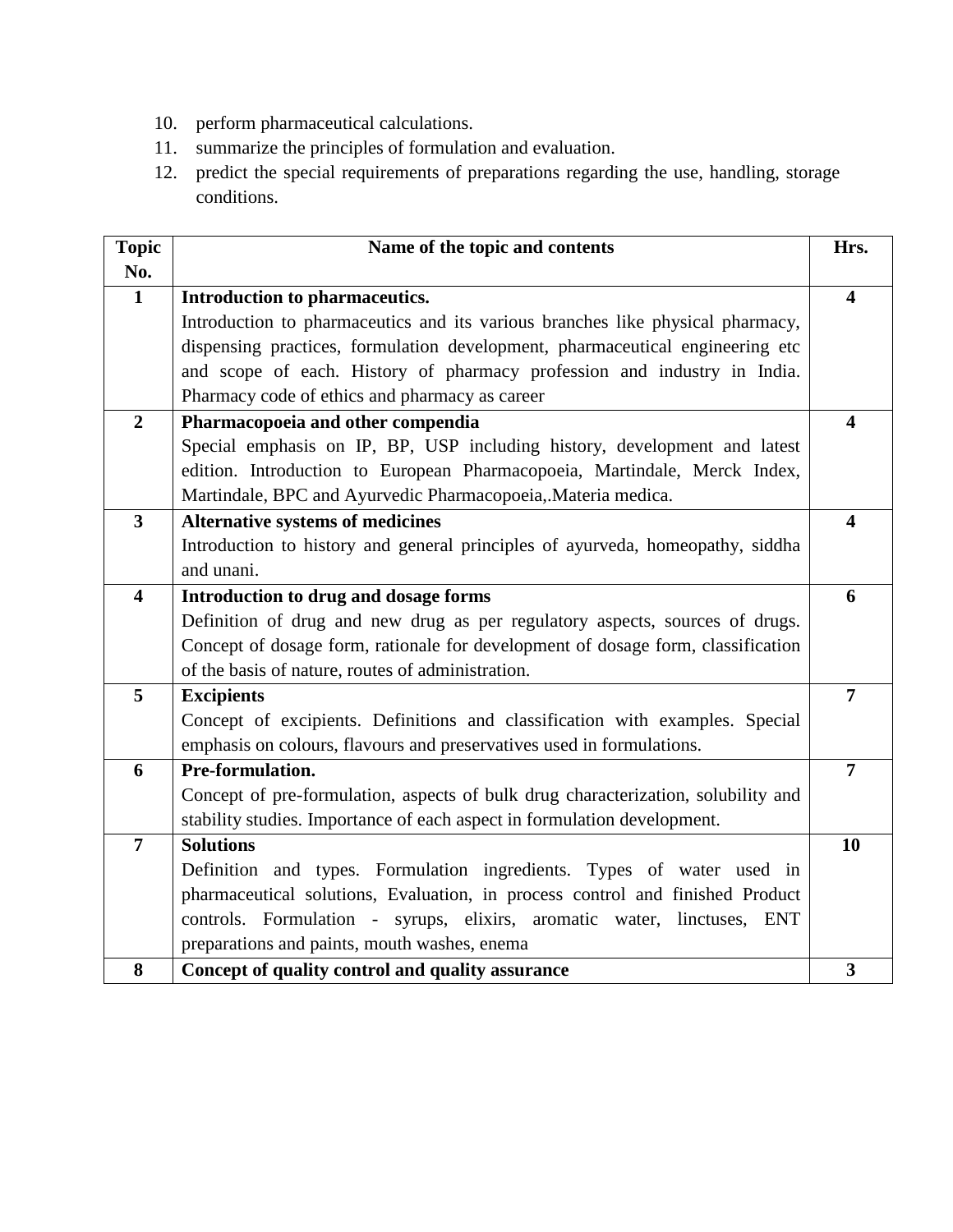10. perform pharmaceutical calculations.
11. summarize the principles of formulation and evaluation.
12. predict the special requirements of preparations regarding the use, handling, storage conditions.

| Topic No. | Name of the topic and contents | Hrs. |
|---|---|---|
| **1** | **Introduction to pharmaceutics.** Introduction to pharmaceutics and its various branches like physical pharmacy, dispensing practices, formulation development, pharmaceutical engineering etc and scope of each. History of pharmacy profession and industry in India. Pharmacy code of ethics and pharmacy as career | **4** |
| **2** | **Pharmacopoeia and other compendia** Special emphasis on IP, BP, USP including history, development and latest edition. Introduction to European Pharmacopoeia, Martindale, Merck Index, Martindale, BPC and Ayurvedic Pharmacopoeia,.Materia medica. | **4** |
| **3** | **Alternative systems of medicines** Introduction to history and general principles of ayurveda, homeopathy, siddha and unani. | **4** |
| **4** | **Introduction to drug and dosage forms** Definition of drug and new drug as per regulatory aspects, sources of drugs. Concept of dosage form, rationale for development of dosage form, classification of the basis of nature, routes of administration. | **6** |
| **5** | **Excipients** Concept of excipients. Definitions and classification with examples. Special emphasis on colours, flavours and preservatives used in formulations. | **7** |
| **6** | **Pre-formulation.** Concept of pre-formulation, aspects of bulk drug characterization, solubility and stability studies. Importance of each aspect in formulation development. | **7** |
| **7** | **Solutions** Definition and types. Formulation ingredients. Types of water used in pharmaceutical solutions, Evaluation, in process control and finished Product controls. Formulation - syrups, elixirs, aromatic water, linctuses, ENT preparations and paints, mouth washes, enema | **10** |
| **8** | **Concept of quality control and quality assurance** | **3** |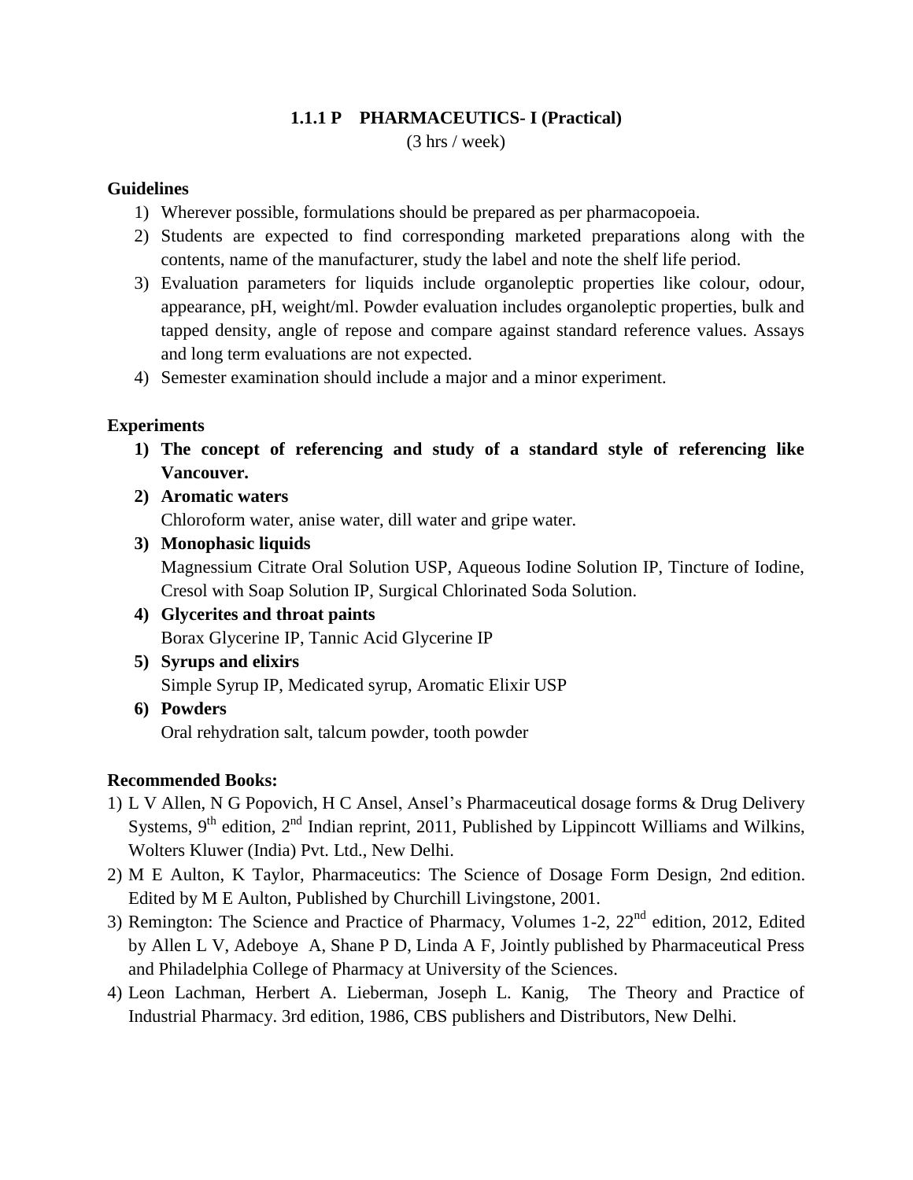## 1.1.1 P PHARMACEUTICS- I (Practical)

(3 hrs / week)

**Guidelines**

1) Wherever possible, formulations should be prepared as per pharmacopoeia.
2) Students are expected to find corresponding marketed preparations along with the contents, name of the manufacturer, study the label and note the shelf life period.
3) Evaluation parameters for liquids include organoleptic properties like colour, odour, appearance, pH, weight/ml. Powder evaluation includes organoleptic properties, bulk and tapped density, angle of repose and compare against standard reference values. Assays and long term evaluations are not expected.
4) Semester examination should include a major and a minor experiment.

**Experiments**

1) **The concept of referencing and study of a standard style of referencing like Vancouver.**
2) **Aromatic waters**
   Chloroform water, anise water, dill water and gripe water.
3) **Monophasic liquids**
   Magnessium Citrate Oral Solution USP, Aqueous Iodine Solution IP, Tincture of Iodine, Cresol with Soap Solution IP, Surgical Chlorinated Soda Solution.
4) **Glycerites and throat paints**
   Borax Glycerine IP, Tannic Acid Glycerine IP
5) **Syrups and elixirs**
   Simple Syrup IP, Medicated syrup, Aromatic Elixir USP
6) **Powders**
   Oral rehydration salt, talcum powder, tooth powder

**Recommended Books:**

1) L V Allen, N G Popovich, H C Ansel, Ansel's Pharmaceutical dosage forms & Drug Delivery Systems, 9th edition, 2nd Indian reprint, 2011, Published by Lippincott Williams and Wilkins, Wolters Kluwer (India) Pvt. Ltd., New Delhi.
2) M E Aulton, K Taylor, Pharmaceutics: The Science of Dosage Form Design, 2nd edition. Edited by M E Aulton, Published by Churchill Livingstone, 2001.
3) Remington: The Science and Practice of Pharmacy, Volumes 1-2, 22nd edition, 2012, Edited by Allen L V, Adeboye A, Shane P D, Linda A F, Jointly published by Pharmaceutical Press and Philadelphia College of Pharmacy at University of the Sciences.
4) Leon Lachman, Herbert A. Lieberman, Joseph L. Kanig, The Theory and Practice of Industrial Pharmacy. 3rd edition, 1986, CBS publishers and Distributors, New Delhi.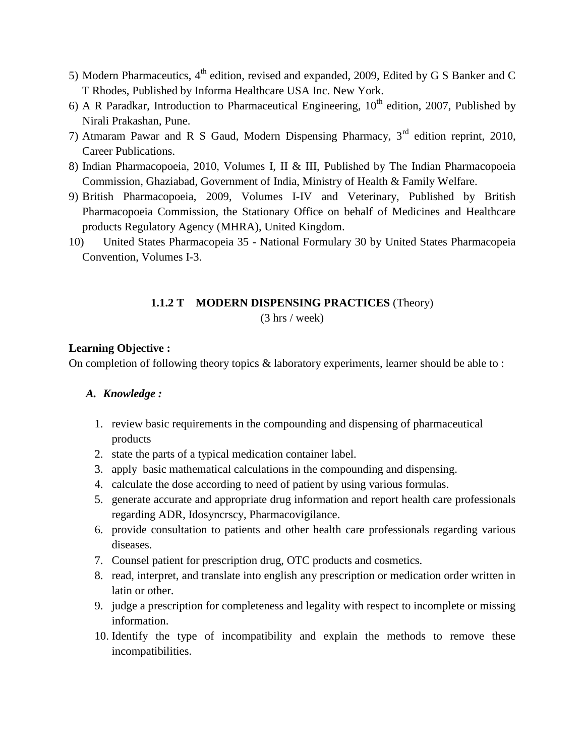5) Modern Pharmaceutics, 4th edition, revised and expanded, 2009, Edited by G S Banker and C T Rhodes, Published by Informa Healthcare USA Inc. New York.
6) A R Paradkar, Introduction to Pharmaceutical Engineering, 10th edition, 2007, Published by Nirali Prakashan, Pune.
7) Atmaram Pawar and R S Gaud, Modern Dispensing Pharmacy, 3rd edition reprint, 2010, Career Publications.
8) Indian Pharmacopoeia, 2010, Volumes I, II & III, Published by The Indian Pharmacopoeia Commission, Ghaziabad, Government of India, Ministry of Health & Family Welfare.
9) British Pharmacopoeia, 2009, Volumes I-IV and Veterinary, Published by British Pharmacopoeia Commission, the Stationary Office on behalf of Medicines and Healthcare products Regulatory Agency (MHRA), United Kingdom.
10) United States Pharmacopeia 35 - National Formulary 30 by United States Pharmacopeia Convention, Volumes I-3.

## 1.1.2 T MODERN DISPENSING PRACTICES (Theory)

(3 hrs / week)

**Learning Objective :**

On completion of following theory topics & laboratory experiments, learner should be able to :

***A. Knowledge :***

1. review basic requirements in the compounding and dispensing of pharmaceutical products
2. state the parts of a typical medication container label.
3. apply basic mathematical calculations in the compounding and dispensing.
4. calculate the dose according to need of patient by using various formulas.
5. generate accurate and appropriate drug information and report health care professionals regarding ADR, Idosyncrscy, Pharmacovigilance.
6. provide consultation to patients and other health care professionals regarding various diseases.
7. Counsel patient for prescription drug, OTC products and cosmetics.
8. read, interpret, and translate into english any prescription or medication order written in latin or other.
9. judge a prescription for completeness and legality with respect to incomplete or missing information.
10. Identify the type of incompatibility and explain the methods to remove these incompatibilities.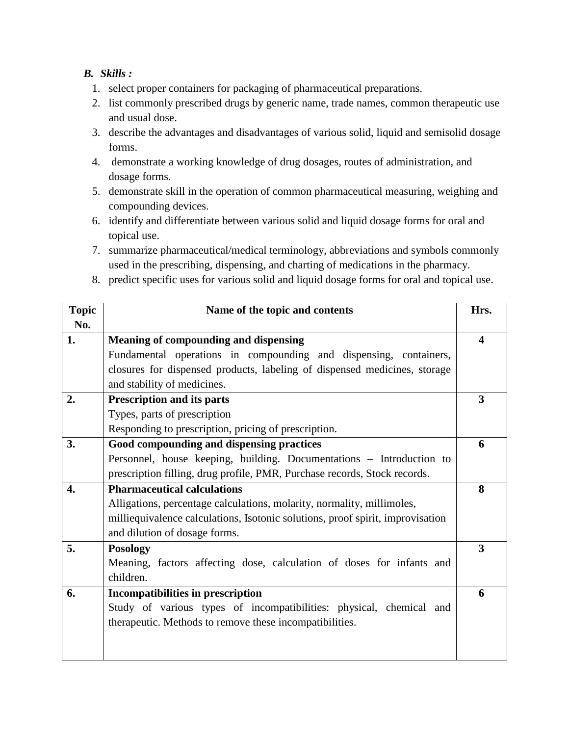***B. Skills :***

1. select proper containers for packaging of pharmaceutical preparations.
2. list commonly prescribed drugs by generic name, trade names, common therapeutic use and usual dose.
3. describe the advantages and disadvantages of various solid, liquid and semisolid dosage forms.
4. demonstrate a working knowledge of drug dosages, routes of administration, and dosage forms.
5. demonstrate skill in the operation of common pharmaceutical measuring, weighing and compounding devices.
6. identify and differentiate between various solid and liquid dosage forms for oral and topical use.
7. summarize pharmaceutical/medical terminology, abbreviations and symbols commonly used in the prescribing, dispensing, and charting of medications in the pharmacy.
8. predict specific uses for various solid and liquid dosage forms for oral and topical use.

| Topic No. | Name of the topic and contents | Hrs. |
|---|---|---|
| **1.** | **Meaning of compounding and dispensing**<br>Fundamental operations in compounding and dispensing, containers, closures for dispensed products, labeling of dispensed medicines, storage and stability of medicines. | **4** |
| **2.** | **Prescription and its parts**<br>Types, parts of prescription<br>Responding to prescription, pricing of prescription. | **3** |
| **3.** | **Good compounding and dispensing practices**<br>Personnel, house keeping, building. Documentations – Introduction to prescription filling, drug profile, PMR, Purchase records, Stock records. | **6** |
| **4.** | **Pharmaceutical calculations**<br>Alligations, percentage calculations, molarity, normality, millimoles, milliequivalence calculations, Isotonic solutions, proof spirit, improvisation and dilution of dosage forms. | **8** |
| **5.** | **Posology**<br>Meaning, factors affecting dose, calculation of doses for infants and children. | **3** |
| **6.** | **Incompatibilities in prescription**<br>Study of various types of incompatibilities: physical, chemical and therapeutic. Methods to remove these incompatibilities. | **6** |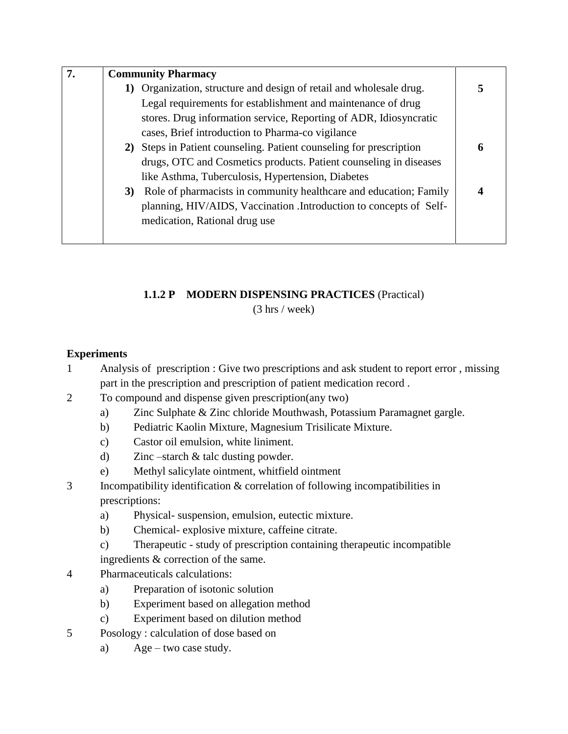| 7. | **Community Pharmacy**<br>**1)** Organization, structure and design of retail and wholesale drug. Legal requirements for establishment and maintenance of drug stores. Drug information service, Reporting of ADR, Idiosyncratic cases, Brief introduction to Pharma-co vigilance<br>**2)** Steps in Patient counseling. Patient counseling for prescription drugs, OTC and Cosmetics products. Patient counseling in diseases like Asthma, Tuberculosis, Hypertension, Diabetes<br>**3)** Role of pharmacists in community healthcare and education; Family planning, HIV/AIDS, Vaccination .Introduction to concepts of Self-medication, Rational drug use | **5**<br><br><br><br>**6**<br><br><br>**4** |
|---|---|---|

## 1.1.2 P MODERN DISPENSING PRACTICES (Practical)

(3 hrs / week)

**Experiments**

1. Analysis of prescription : Give two prescriptions and ask student to report error , missing part in the prescription and prescription of patient medication record .
2. To compound and dispense given prescription(any two)
   - a) Zinc Sulphate & Zinc chloride Mouthwash, Potassium Paramagnet gargle.
   - b) Pediatric Kaolin Mixture, Magnesium Trisilicate Mixture.
   - c) Castor oil emulsion, white liniment.
   - d) Zinc –starch & talc dusting powder.
   - e) Methyl salicylate ointment, whitfield ointment
3. Incompatibility identification & correlation of following incompatibilities in prescriptions:
   - a) Physical- suspension, emulsion, eutectic mixture.
   - b) Chemical- explosive mixture, caffeine citrate.
   - c) Therapeutic - study of prescription containing therapeutic incompatible ingredients & correction of the same.
4. Pharmaceuticals calculations:
   - a) Preparation of isotonic solution
   - b) Experiment based on allegation method
   - c) Experiment based on dilution method
5. Posology : calculation of dose based on
   - a) Age – two case study.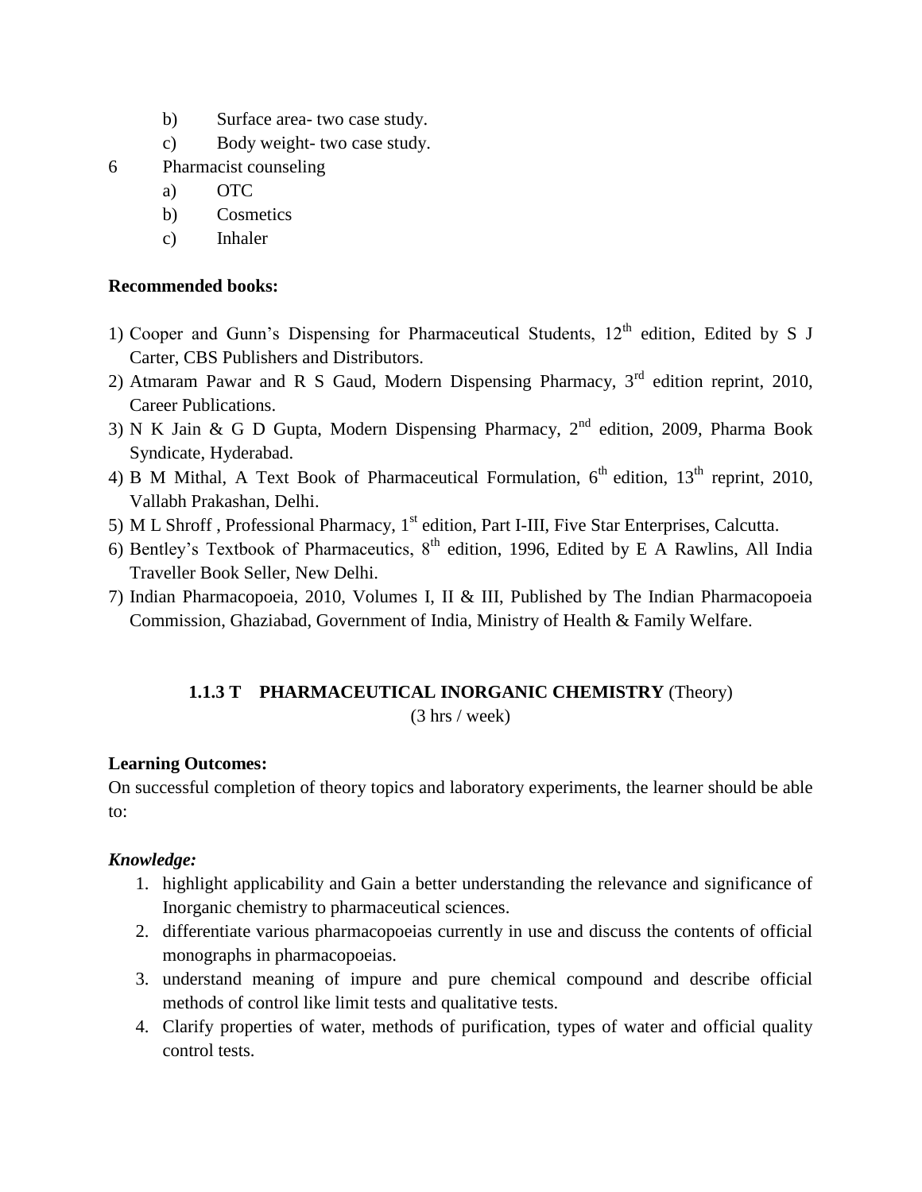b) Surface area- two case study.

c) Body weight- two case study.

6 Pharmacist counseling

a) OTC

b) Cosmetics

c) Inhaler

**Recommended books:**

1) Cooper and Gunn's Dispensing for Pharmaceutical Students, $12^{th}$ edition, Edited by S J Carter, CBS Publishers and Distributors.
2) Atmaram Pawar and R S Gaud, Modern Dispensing Pharmacy, $3^{rd}$ edition reprint, 2010, Career Publications.
3) N K Jain & G D Gupta, Modern Dispensing Pharmacy, $2^{nd}$ edition, 2009, Pharma Book Syndicate, Hyderabad.
4) B M Mithal, A Text Book of Pharmaceutical Formulation, $6^{th}$ edition, $13^{th}$ reprint, 2010, Vallabh Prakashan, Delhi.
5) M L Shroff , Professional Pharmacy, $1^{st}$ edition, Part I-III, Five Star Enterprises, Calcutta.
6) Bentley's Textbook of Pharmaceutics, $8^{th}$ edition, 1996, Edited by E A Rawlins, All India Traveller Book Seller, New Delhi.
7) Indian Pharmacopoeia, 2010, Volumes I, II & III, Published by The Indian Pharmacopoeia Commission, Ghaziabad, Government of India, Ministry of Health & Family Welfare.

## 1.1.3 T PHARMACEUTICAL INORGANIC CHEMISTRY (Theory)

(3 hrs / week)

**Learning Outcomes:**

On successful completion of theory topics and laboratory experiments, the learner should be able to:

***Knowledge:***

1. highlight applicability and Gain a better understanding the relevance and significance of Inorganic chemistry to pharmaceutical sciences.
2. differentiate various pharmacopoeias currently in use and discuss the contents of official monographs in pharmacopoeias.
3. understand meaning of impure and pure chemical compound and describe official methods of control like limit tests and qualitative tests.
4. Clarify properties of water, methods of purification, types of water and official quality control tests.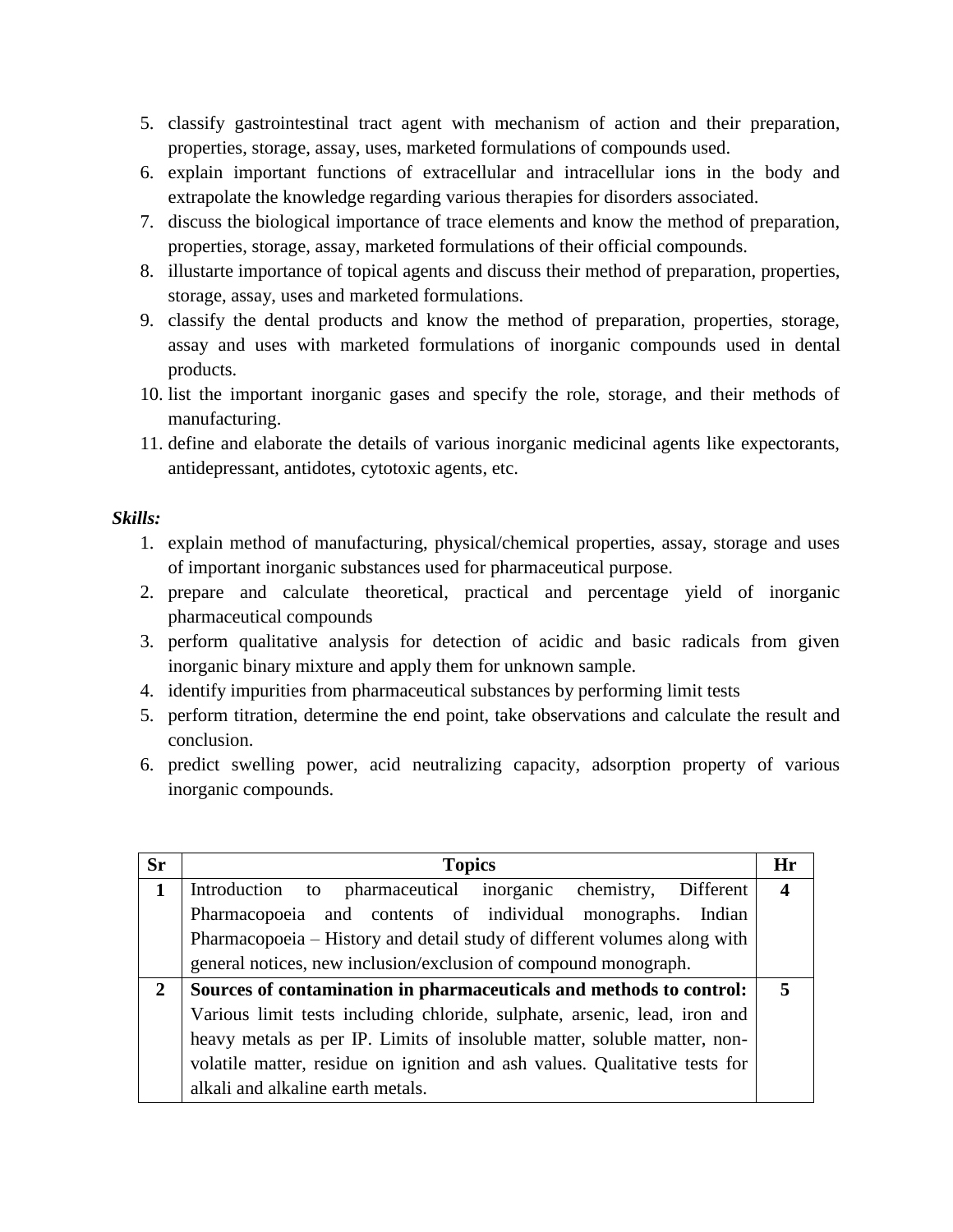5. classify gastrointestinal tract agent with mechanism of action and their preparation, properties, storage, assay, uses, marketed formulations of compounds used.
6. explain important functions of extracellular and intracellular ions in the body and extrapolate the knowledge regarding various therapies for disorders associated.
7. discuss the biological importance of trace elements and know the method of preparation, properties, storage, assay, marketed formulations of their official compounds.
8. illustarte importance of topical agents and discuss their method of preparation, properties, storage, assay, uses and marketed formulations.
9. classify the dental products and know the method of preparation, properties, storage, assay and uses with marketed formulations of inorganic compounds used in dental products.
10. list the important inorganic gases and specify the role, storage, and their methods of manufacturing.
11. define and elaborate the details of various inorganic medicinal agents like expectorants, antidepressant, antidotes, cytotoxic agents, etc.

***Skills:***

1. explain method of manufacturing, physical/chemical properties, assay, storage and uses of important inorganic substances used for pharmaceutical purpose.
2. prepare and calculate theoretical, practical and percentage yield of inorganic pharmaceutical compounds
3. perform qualitative analysis for detection of acidic and basic radicals from given inorganic binary mixture and apply them for unknown sample.
4. identify impurities from pharmaceutical substances by performing limit tests
5. perform titration, determine the end point, take observations and calculate the result and conclusion.
6. predict swelling power, acid neutralizing capacity, adsorption property of various inorganic compounds.

| Sr | Topics | Hr |
|---|---|---|
| **1** | Introduction to pharmaceutical inorganic chemistry, Different Pharmacopoeia and contents of individual monographs. Indian Pharmacopoeia – History and detail study of different volumes along with general notices, new inclusion/exclusion of compound monograph. | **4** |
| **2** | **Sources of contamination in pharmaceuticals and methods to control:** Various limit tests including chloride, sulphate, arsenic, lead, iron and heavy metals as per IP. Limits of insoluble matter, soluble matter, non-volatile matter, residue on ignition and ash values. Qualitative tests for alkali and alkaline earth metals. | **5** |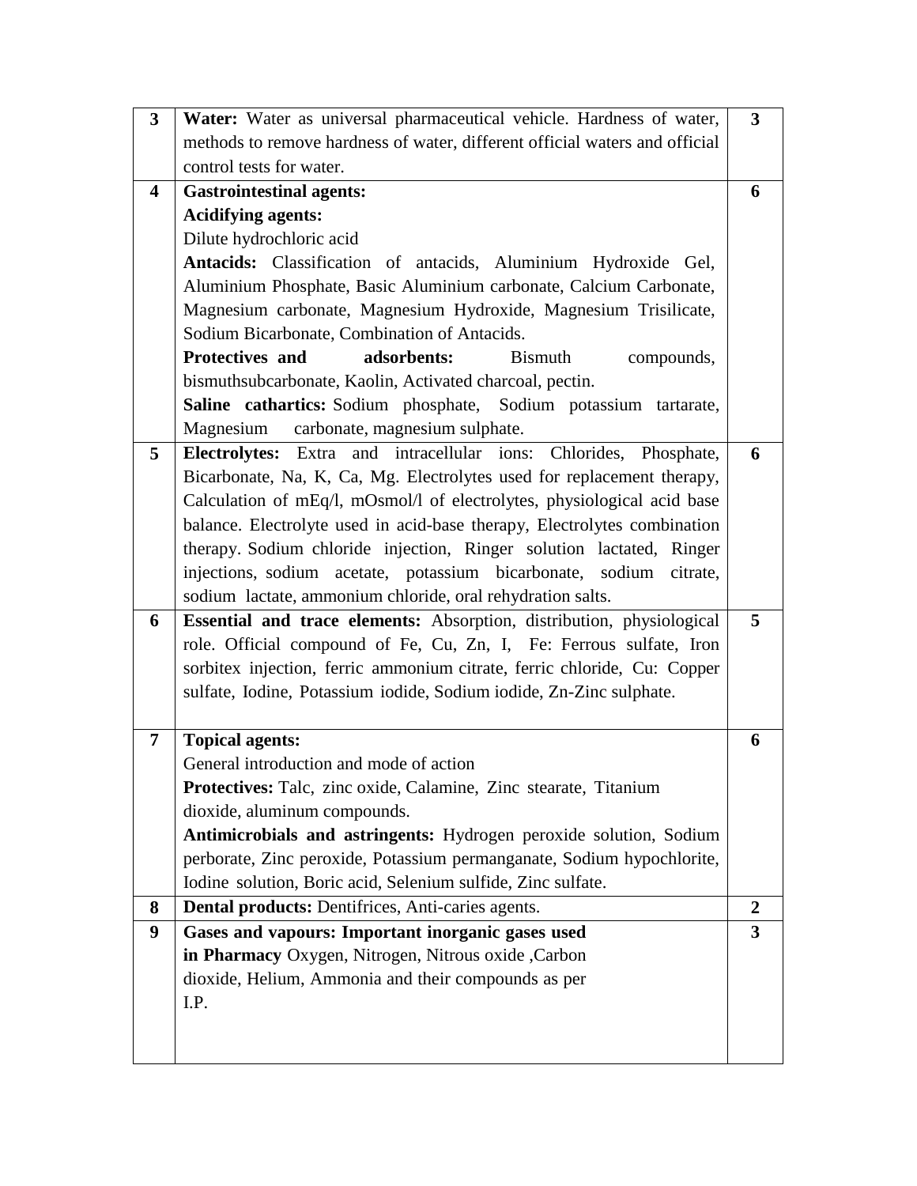| | | |
|---|---|---|
| **3** | **Water:** Water as universal pharmaceutical vehicle. Hardness of water, methods to remove hardness of water, different official waters and official control tests for water. | **3** |
| **4** | **Gastrointestinal agents:**<br>**Acidifying agents:**<br>Dilute hydrochloric acid<br>**Antacids:** Classification of antacids, Aluminium Hydroxide Gel, Aluminium Phosphate, Basic Aluminium carbonate, Calcium Carbonate, Magnesium carbonate, Magnesium Hydroxide, Magnesium Trisilicate, Sodium Bicarbonate, Combination of Antacids.<br>**Protectives and adsorbents:** Bismuth compounds, bismuthsubcarbonate, Kaolin, Activated charcoal, pectin.<br>**Saline cathartics:** Sodium phosphate, Sodium potassium tartarate, Magnesium carbonate, magnesium sulphate. | **6** |
| **5** | **Electrolytes:** Extra and intracellular ions: Chlorides, Phosphate, Bicarbonate, Na, K, Ca, Mg. Electrolytes used for replacement therapy, Calculation of mEq/l, mOsmol/l of electrolytes, physiological acid base balance. Electrolyte used in acid-base therapy, Electrolytes combination therapy. Sodium chloride injection, Ringer solution lactated, Ringer injections, sodium acetate, potassium bicarbonate, sodium citrate, sodium lactate, ammonium chloride, oral rehydration salts. | **6** |
| **6** | **Essential and trace elements:** Absorption, distribution, physiological role. Official compound of Fe, Cu, Zn, I, Fe: Ferrous sulfate, Iron sorbitex injection, ferric ammonium citrate, ferric chloride, Cu: Copper sulfate, Iodine, Potassium iodide, Sodium iodide, Zn-Zinc sulphate. | **5** |
| **7** | **Topical agents:**<br>General introduction and mode of action<br>**Protectives:** Talc, zinc oxide, Calamine, Zinc stearate, Titanium dioxide, aluminum compounds.<br>**Antimicrobials and astringents:** Hydrogen peroxide solution, Sodium perborate, Zinc peroxide, Potassium permanganate, Sodium hypochlorite, Iodine solution, Boric acid, Selenium sulfide, Zinc sulfate. | **6** |
| **8** | **Dental products:** Dentifrices, Anti-caries agents. | **2** |
| **9** | **Gases and vapours: Important inorganic gases used in Pharmacy** Oxygen, Nitrogen, Nitrous oxide ,Carbon dioxide, Helium, Ammonia and their compounds as per I.P. | **3** |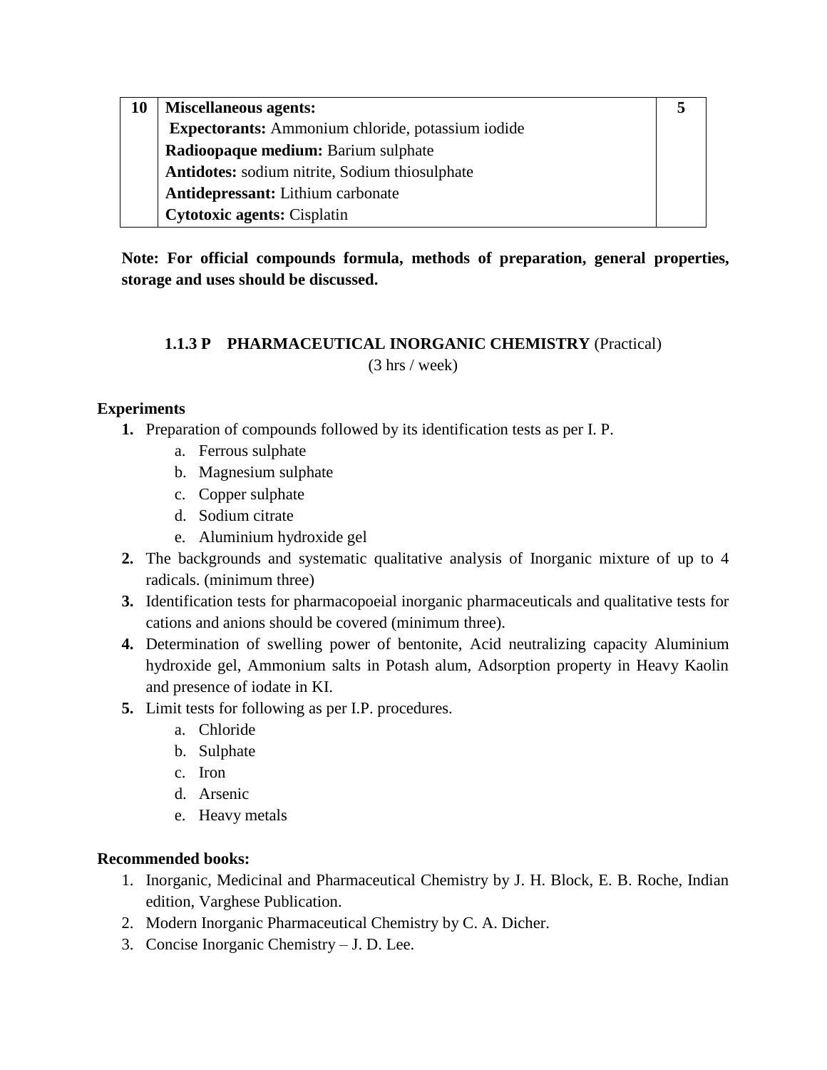| 10 | **Miscellaneous agents:**<br>**Expectorants:** Ammonium chloride, potassium iodide<br>**Radioopaque medium:** Barium sulphate<br>**Antidotes:** sodium nitrite, Sodium thiosulphate<br>**Antidepressant:** Lithium carbonate<br>**Cytotoxic agents:** Cisplatin | 5 |
|---|---|---|

**Note: For official compounds formula, methods of preparation, general properties, storage and uses should be discussed.**

## 1.1.3 P PHARMACEUTICAL INORGANIC CHEMISTRY (Practical)

(3 hrs / week)

### Experiments

1. Preparation of compounds followed by its identification tests as per I. P.
   a. Ferrous sulphate
   b. Magnesium sulphate
   c. Copper sulphate
   d. Sodium citrate
   e. Aluminium hydroxide gel
2. The backgrounds and systematic qualitative analysis of Inorganic mixture of up to 4 radicals. (minimum three)
3. Identification tests for pharmacopoeial inorganic pharmaceuticals and qualitative tests for cations and anions should be covered (minimum three).
4. Determination of swelling power of bentonite, Acid neutralizing capacity Aluminium hydroxide gel, Ammonium salts in Potash alum, Adsorption property in Heavy Kaolin and presence of iodate in KI.
5. Limit tests for following as per I.P. procedures.
   a. Chloride
   b. Sulphate
   c. Iron
   d. Arsenic
   e. Heavy metals

### Recommended books:

1. Inorganic, Medicinal and Pharmaceutical Chemistry by J. H. Block, E. B. Roche, Indian edition, Varghese Publication.
2. Modern Inorganic Pharmaceutical Chemistry by C. A. Dicher.
3. Concise Inorganic Chemistry – J. D. Lee.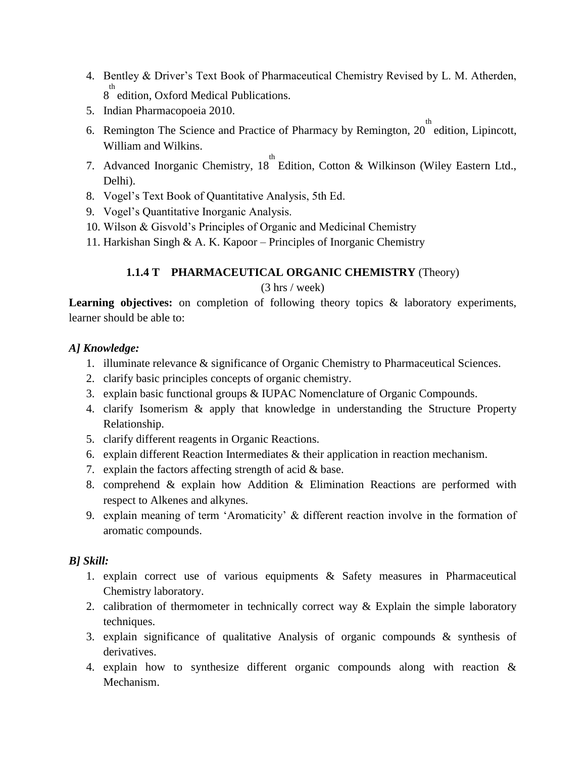4. Bentley & Driver's Text Book of Pharmaceutical Chemistry Revised by L. M. Atherden, 8th edition, Oxford Medical Publications.
5. Indian Pharmacopoeia 2010.
6. Remington The Science and Practice of Pharmacy by Remington, 20th edition, Lipincott, William and Wilkins.
7. Advanced Inorganic Chemistry, 18th Edition, Cotton & Wilkinson (Wiley Eastern Ltd., Delhi).
8. Vogel's Text Book of Quantitative Analysis, 5th Ed.
9. Vogel's Quantitative Inorganic Analysis.
10. Wilson & Gisvold's Principles of Organic and Medicinal Chemistry
11. Harkishan Singh & A. K. Kapoor – Principles of Inorganic Chemistry

## 1.1.4 T PHARMACEUTICAL ORGANIC CHEMISTRY (Theory)

(3 hrs / week)

**Learning objectives:** on completion of following theory topics & laboratory experiments, learner should be able to:

### *A] Knowledge:*

1. illuminate relevance & significance of Organic Chemistry to Pharmaceutical Sciences.
2. clarify basic principles concepts of organic chemistry.
3. explain basic functional groups & IUPAC Nomenclature of Organic Compounds.
4. clarify Isomerism & apply that knowledge in understanding the Structure Property Relationship.
5. clarify different reagents in Organic Reactions.
6. explain different Reaction Intermediates & their application in reaction mechanism.
7. explain the factors affecting strength of acid & base.
8. comprehend & explain how Addition & Elimination Reactions are performed with respect to Alkenes and alkynes.
9. explain meaning of term 'Aromaticity' & different reaction involve in the formation of aromatic compounds.

### *B] Skill:*

1. explain correct use of various equipments & Safety measures in Pharmaceutical Chemistry laboratory.
2. calibration of thermometer in technically correct way & Explain the simple laboratory techniques.
3. explain significance of qualitative Analysis of organic compounds & synthesis of derivatives.
4. explain how to synthesize different organic compounds along with reaction & Mechanism.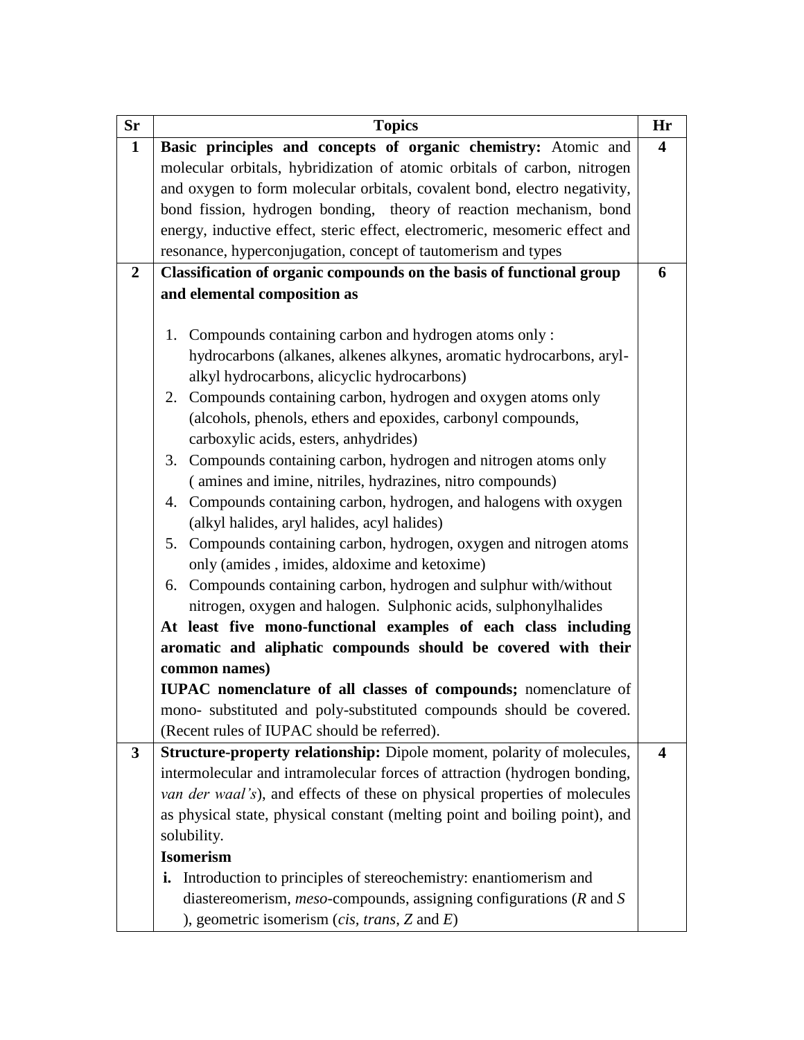| Sr | Topics | Hr |
|---|---|---|
| **1** | **Basic principles and concepts of organic chemistry:** Atomic and molecular orbitals, hybridization of atomic orbitals of carbon, nitrogen and oxygen to form molecular orbitals, covalent bond, electro negativity, bond fission, hydrogen bonding, theory of reaction mechanism, bond energy, inductive effect, steric effect, electromeric, mesomeric effect and resonance, hyperconjugation, concept of tautomerism and types | **4** |
| **2** | **Classification of organic compounds on the basis of functional group and elemental composition as**<br><br>1. Compounds containing carbon and hydrogen atoms only : hydrocarbons (alkanes, alkenes alkynes, aromatic hydrocarbons, aryl-alkyl hydrocarbons, alicyclic hydrocarbons)<br>2. Compounds containing carbon, hydrogen and oxygen atoms only (alcohols, phenols, ethers and epoxides, carbonyl compounds, carboxylic acids, esters, anhydrides)<br>3. Compounds containing carbon, hydrogen and nitrogen atoms only ( amines and imine, nitriles, hydrazines, nitro compounds)<br>4. Compounds containing carbon, hydrogen, and halogens with oxygen (alkyl halides, aryl halides, acyl halides)<br>5. Compounds containing carbon, hydrogen, oxygen and nitrogen atoms only (amides , imides, aldoxime and ketoxime)<br>6. Compounds containing carbon, hydrogen and sulphur with/without nitrogen, oxygen and halogen. Sulphonic acids, sulphonylhalides<br>**At least five mono-functional examples of each class including aromatic and aliphatic compounds should be covered with their common names)**<br>**IUPAC nomenclature of all classes of compounds;** nomenclature of mono- substituted and poly-substituted compounds should be covered. (Recent rules of IUPAC should be referred). | **6** |
| **3** | **Structure-property relationship:** Dipole moment, polarity of molecules, intermolecular and intramolecular forces of attraction (hydrogen bonding, *van der waal's*), and effects of these on physical properties of molecules as physical state, physical constant (melting point and boiling point), and solubility.<br>**Isomerism**<br>**i.** Introduction to principles of stereochemistry: enantiomerism and diastereomerism, *meso*-compounds, assigning configurations (*R* and *S* ), geometric isomerism (*cis*, *trans*, *Z* and *E*) | **4** |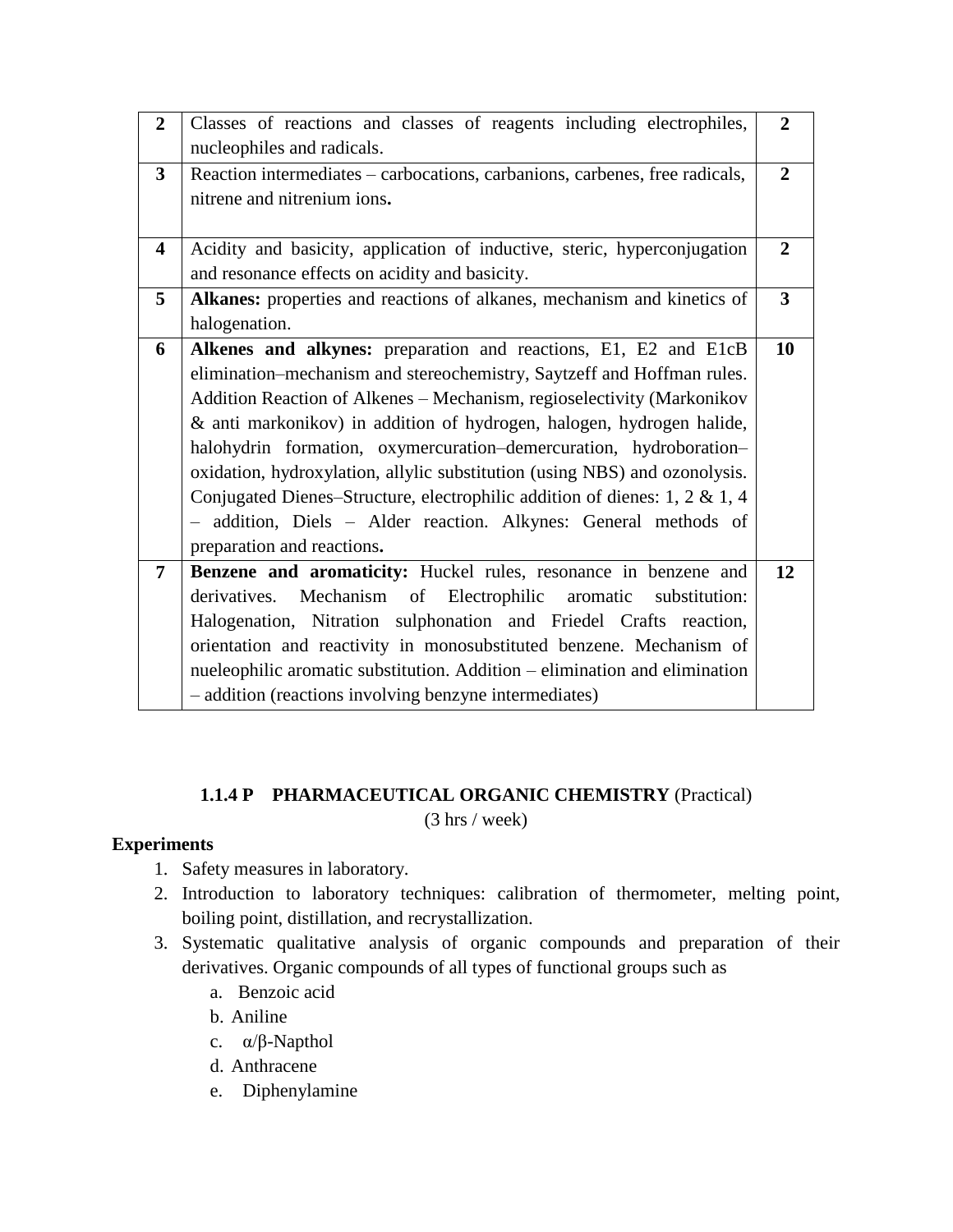| | | |
|---|---|---|
| **2** | Classes of reactions and classes of reagents including electrophiles, nucleophiles and radicals. | **2** |
| **3** | Reaction intermediates – carbocations, carbanions, carbenes, free radicals, nitrene and nitrenium ions**.** | **2** |
| **4** | Acidity and basicity, application of inductive, steric, hyperconjugation and resonance effects on acidity and basicity. | **2** |
| **5** | **Alkanes:** properties and reactions of alkanes, mechanism and kinetics of halogenation. | **3** |
| **6** | **Alkenes and alkynes:** preparation and reactions, E1, E2 and E1cB elimination–mechanism and stereochemistry, Saytzeff and Hoffman rules. Addition Reaction of Alkenes – Mechanism, regioselectivity (Markonikov & anti markonikov) in addition of hydrogen, halogen, hydrogen halide, halohydrin formation, oxymercuration–demercuration, hydroboration–oxidation, hydroxylation, allylic substitution (using NBS) and ozonolysis. Conjugated Dienes–Structure, electrophilic addition of dienes: 1, 2 & 1, 4 – addition, Diels – Alder reaction. Alkynes: General methods of preparation and reactions**.** | **10** |
| **7** | **Benzene and aromaticity:** Huckel rules, resonance in benzene and derivatives. Mechanism of Electrophilic aromatic substitution: Halogenation, Nitration sulphonation and Friedel Crafts reaction, orientation and reactivity in monosubstituted benzene. Mechanism of nueleophilic aromatic substitution. Addition – elimination and elimination – addition (reactions involving benzyne intermediates) | **12** |

## 1.1.4 P PHARMACEUTICAL ORGANIC CHEMISTRY (Practical)

(3 hrs / week)

**Experiments**

1. Safety measures in laboratory.
2. Introduction to laboratory techniques: calibration of thermometer, melting point, boiling point, distillation, and recrystallization.
3. Systematic qualitative analysis of organic compounds and preparation of their derivatives. Organic compounds of all types of functional groups such as
   a. Benzoic acid
   b. Aniline
   c. α/β-Napthol
   d. Anthracene
   e. Diphenylamine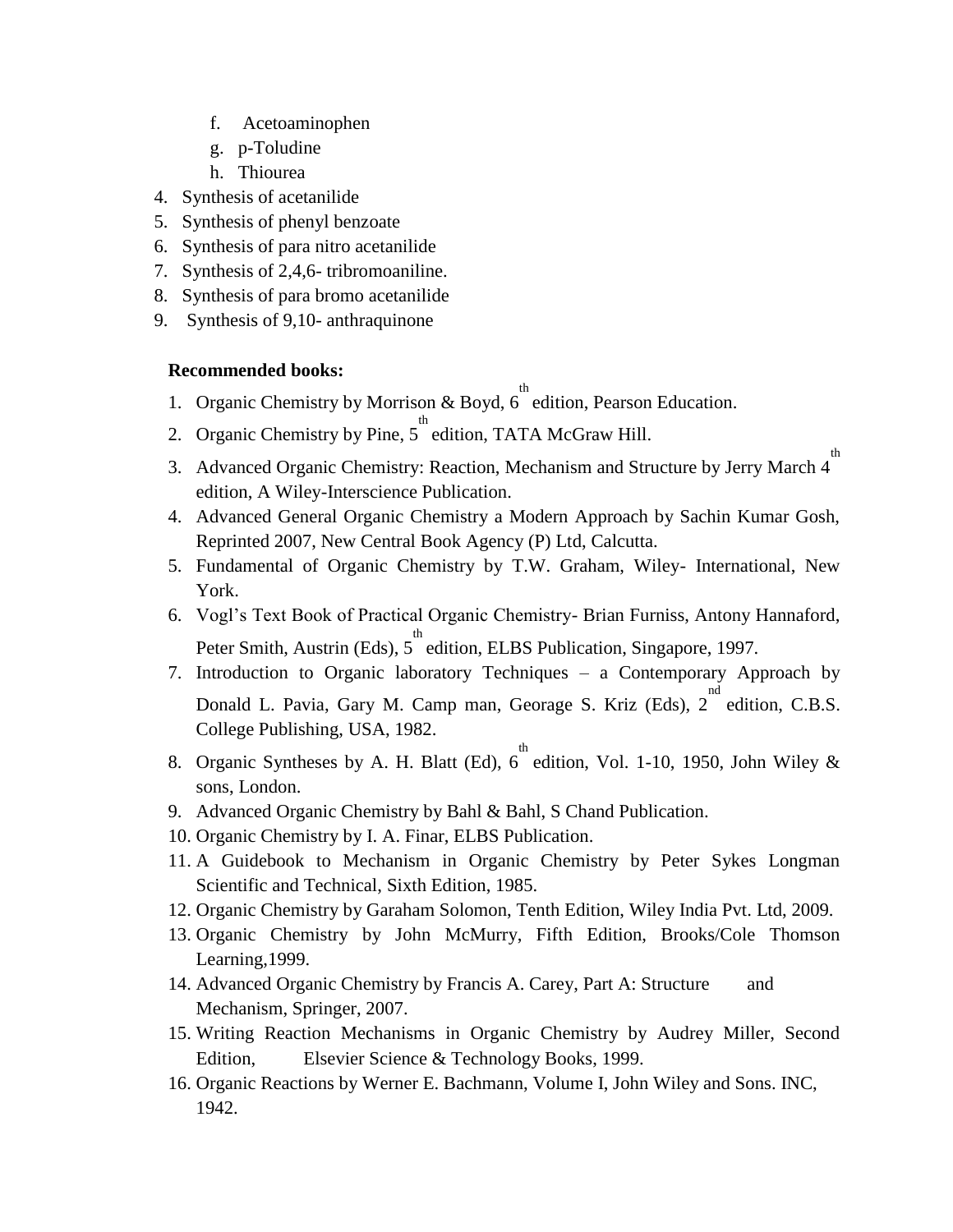f. Acetoaminophen
   g. p-Toludine
   h. Thiourea

4. Synthesis of acetanilide
5. Synthesis of phenyl benzoate
6. Synthesis of para nitro acetanilide
7. Synthesis of 2,4,6- tribromoaniline.
8. Synthesis of para bromo acetanilide
9. Synthesis of 9,10- anthraquinone

**Recommended books:**

1. Organic Chemistry by Morrison & Boyd, 6th edition, Pearson Education.
2. Organic Chemistry by Pine, 5th edition, TATA McGraw Hill.
3. Advanced Organic Chemistry: Reaction, Mechanism and Structure by Jerry March 4th edition, A Wiley-Interscience Publication.
4. Advanced General Organic Chemistry a Modern Approach by Sachin Kumar Gosh, Reprinted 2007, New Central Book Agency (P) Ltd, Calcutta.
5. Fundamental of Organic Chemistry by T.W. Graham, Wiley- International, New York.
6. Vogl's Text Book of Practical Organic Chemistry- Brian Furniss, Antony Hannaford, Peter Smith, Austrin (Eds), 5th edition, ELBS Publication, Singapore, 1997.
7. Introduction to Organic laboratory Techniques – a Contemporary Approach by Donald L. Pavia, Gary M. Camp man, Georage S. Kriz (Eds), 2nd edition, C.B.S. College Publishing, USA, 1982.
8. Organic Syntheses by A. H. Blatt (Ed), 6th edition, Vol. 1-10, 1950, John Wiley & sons, London.
9. Advanced Organic Chemistry by Bahl & Bahl, S Chand Publication.
10. Organic Chemistry by I. A. Finar, ELBS Publication.
11. A Guidebook to Mechanism in Organic Chemistry by Peter Sykes Longman Scientific and Technical, Sixth Edition, 1985.
12. Organic Chemistry by Garaham Solomon, Tenth Edition, Wiley India Pvt. Ltd, 2009.
13. Organic Chemistry by John McMurry, Fifth Edition, Brooks/Cole Thomson Learning,1999.
14. Advanced Organic Chemistry by Francis A. Carey, Part A: Structure and Mechanism, Springer, 2007.
15. Writing Reaction Mechanisms in Organic Chemistry by Audrey Miller, Second Edition, Elsevier Science & Technology Books, 1999.
16. Organic Reactions by Werner E. Bachmann, Volume I, John Wiley and Sons. INC, 1942.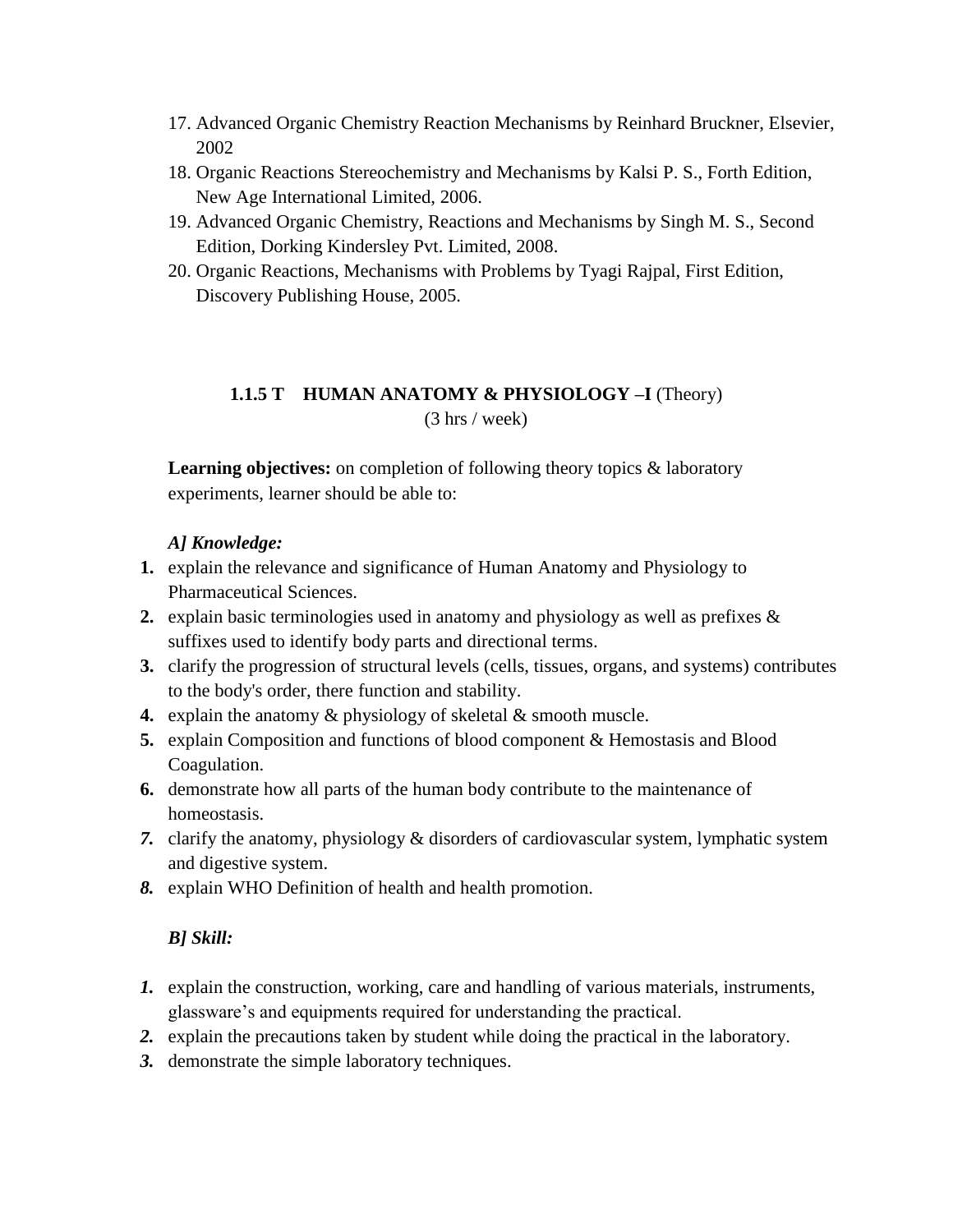17. Advanced Organic Chemistry Reaction Mechanisms by Reinhard Bruckner, Elsevier, 2002
18. Organic Reactions Stereochemistry and Mechanisms by Kalsi P. S., Forth Edition, New Age International Limited, 2006.
19. Advanced Organic Chemistry, Reactions and Mechanisms by Singh M. S., Second Edition, Dorking Kindersley Pvt. Limited, 2008.
20. Organic Reactions, Mechanisms with Problems by Tyagi Rajpal, First Edition, Discovery Publishing House, 2005.

### 1.1.5 T HUMAN ANATOMY & PHYSIOLOGY –I (Theory)

(3 hrs / week)

**Learning objectives:** on completion of following theory topics & laboratory experiments, learner should be able to:

***A] Knowledge:***

1. explain the relevance and significance of Human Anatomy and Physiology to Pharmaceutical Sciences.
2. explain basic terminologies used in anatomy and physiology as well as prefixes & suffixes used to identify body parts and directional terms.
3. clarify the progression of structural levels (cells, tissues, organs, and systems) contributes to the body's order, there function and stability.
4. explain the anatomy & physiology of skeletal & smooth muscle.
5. explain Composition and functions of blood component & Hemostasis and Blood Coagulation.
6. demonstrate how all parts of the human body contribute to the maintenance of homeostasis.
7. clarify the anatomy, physiology & disorders of cardiovascular system, lymphatic system and digestive system.
8. explain WHO Definition of health and health promotion.

***B] Skill:***

1. explain the construction, working, care and handling of various materials, instruments, glassware's and equipments required for understanding the practical.
2. explain the precautions taken by student while doing the practical in the laboratory.
3. demonstrate the simple laboratory techniques.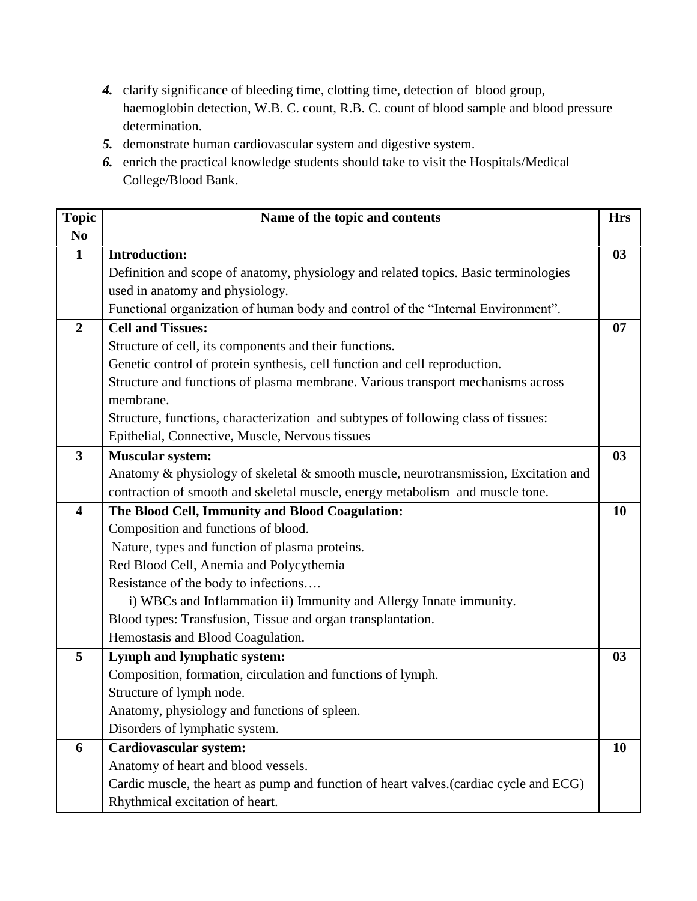4. clarify significance of bleeding time, clotting time, detection of blood group, haemoglobin detection, W.B. C. count, R.B. C. count of blood sample and blood pressure determination.
5. demonstrate human cardiovascular system and digestive system.
6. enrich the practical knowledge students should take to visit the Hospitals/Medical College/Blood Bank.

| Topic No | Name of the topic and contents | Hrs |
|---|---|---|
| 1 | **Introduction:**<br>Definition and scope of anatomy, physiology and related topics. Basic terminologies used in anatomy and physiology.<br>Functional organization of human body and control of the "Internal Environment". | 03 |
| 2 | **Cell and Tissues:**<br>Structure of cell, its components and their functions.<br>Genetic control of protein synthesis, cell function and cell reproduction.<br>Structure and functions of plasma membrane. Various transport mechanisms across membrane.<br>Structure, functions, characterization and subtypes of following class of tissues: Epithelial, Connective, Muscle, Nervous tissues | 07 |
| 3 | **Muscular system:**<br>Anatomy & physiology of skeletal & smooth muscle, neurotransmission, Excitation and contraction of smooth and skeletal muscle, energy metabolism and muscle tone. | 03 |
| 4 | **The Blood Cell, Immunity and Blood Coagulation:**<br>Composition and functions of blood.<br>Nature, types and function of plasma proteins.<br>Red Blood Cell, Anemia and Polycythemia<br>Resistance of the body to infections….<br>i) WBCs and Inflammation ii) Immunity and Allergy Innate immunity.<br>Blood types: Transfusion, Tissue and organ transplantation.<br>Hemostasis and Blood Coagulation. | 10 |
| 5 | **Lymph and lymphatic system:**<br>Composition, formation, circulation and functions of lymph.<br>Structure of lymph node.<br>Anatomy, physiology and functions of spleen.<br>Disorders of lymphatic system. | 03 |
| 6 | **Cardiovascular system:**<br>Anatomy of heart and blood vessels.<br>Cardic muscle, the heart as pump and function of heart valves.(cardiac cycle and ECG)<br>Rhythmical excitation of heart. | 10 |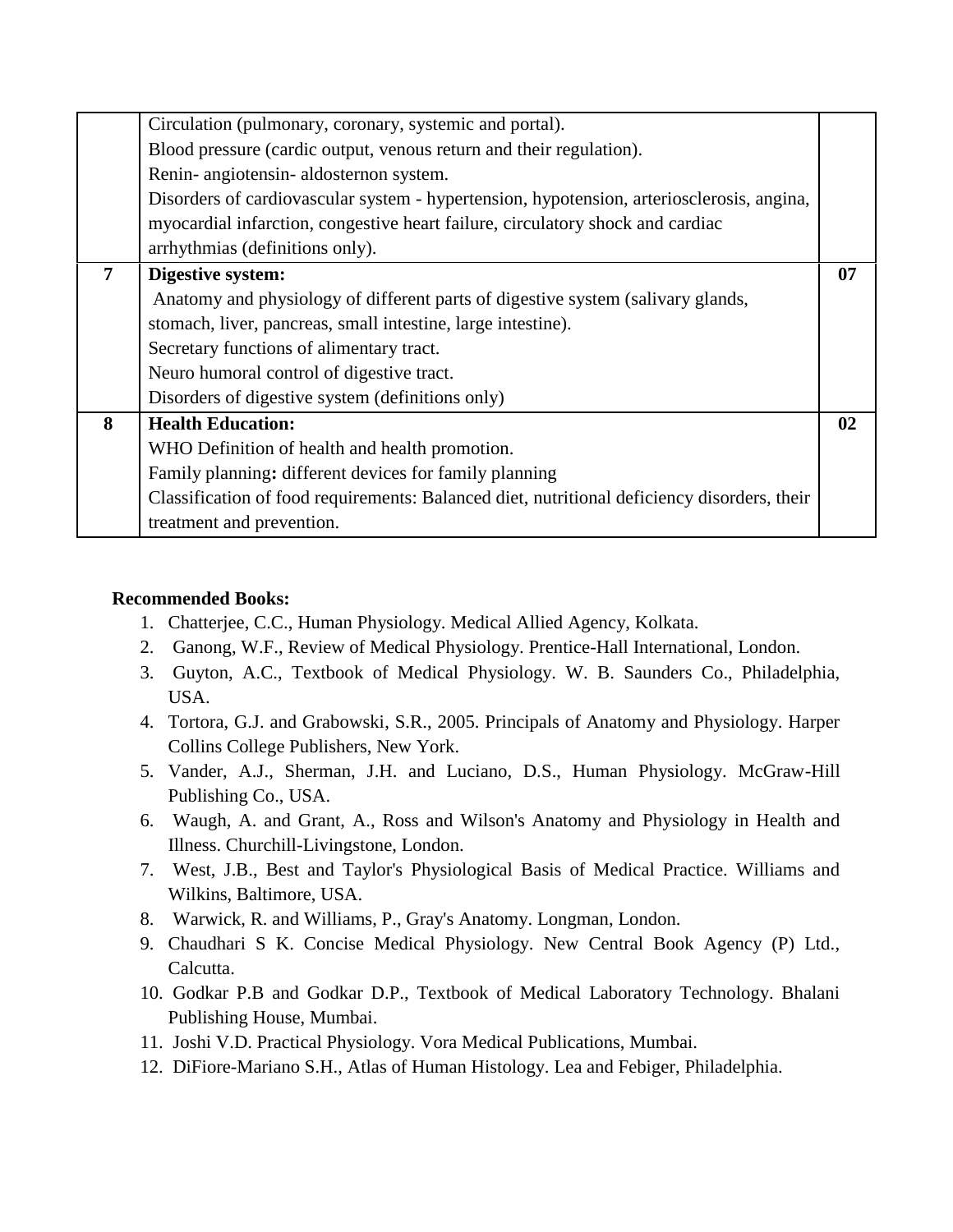| | | |
|---|---|---|
| | Circulation (pulmonary, coronary, systemic and portal).<br>Blood pressure (cardic output, venous return and their regulation).<br>Renin- angiotensin- aldosternon system.<br>Disorders of cardiovascular system - hypertension, hypotension, arteriosclerosis, angina, myocardial infarction, congestive heart failure, circulatory shock and cardiac arrhythmias (definitions only). | |
| **7** | **Digestive system:**<br>Anatomy and physiology of different parts of digestive system (salivary glands, stomach, liver, pancreas, small intestine, large intestine).<br>Secretary functions of alimentary tract.<br>Neuro humoral control of digestive tract.<br>Disorders of digestive system (definitions only) | **07** |
| **8** | **Health Education:**<br>WHO Definition of health and health promotion.<br>Family planning**:** different devices for family planning<br>Classification of food requirements: Balanced diet, nutritional deficiency disorders, their treatment and prevention. | **02** |

**Recommended Books:**

1. Chatterjee, C.C., Human Physiology. Medical Allied Agency, Kolkata.
2. Ganong, W.F., Review of Medical Physiology. Prentice-Hall International, London.
3. Guyton, A.C., Textbook of Medical Physiology. W. B. Saunders Co., Philadelphia, USA.
4. Tortora, G.J. and Grabowski, S.R., 2005. Principals of Anatomy and Physiology. Harper Collins College Publishers, New York.
5. Vander, A.J., Sherman, J.H. and Luciano, D.S., Human Physiology. McGraw-Hill Publishing Co., USA.
6. Waugh, A. and Grant, A., Ross and Wilson's Anatomy and Physiology in Health and Illness. Churchill-Livingstone, London.
7. West, J.B., Best and Taylor's Physiological Basis of Medical Practice. Williams and Wilkins, Baltimore, USA.
8. Warwick, R. and Williams, P., Gray's Anatomy. Longman, London.
9. Chaudhari S K. Concise Medical Physiology. New Central Book Agency (P) Ltd., Calcutta.
10. Godkar P.B and Godkar D.P., Textbook of Medical Laboratory Technology. Bhalani Publishing House, Mumbai.
11. Joshi V.D. Practical Physiology. Vora Medical Publications, Mumbai.
12. DiFiore-Mariano S.H., Atlas of Human Histology. Lea and Febiger, Philadelphia.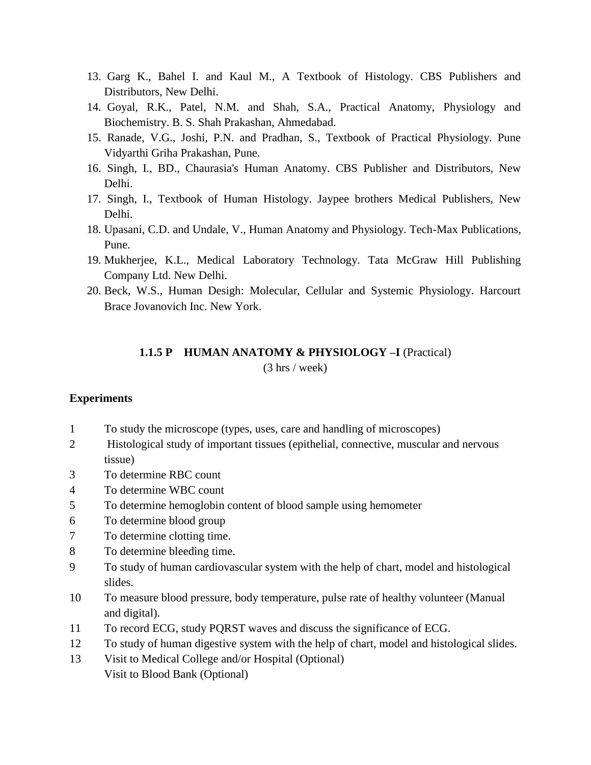13. Garg K., Bahel I. and Kaul M., A Textbook of Histology. CBS Publishers and Distributors, New Delhi.
14. Goyal, R.K., Patel, N.M. and Shah, S.A., Practical Anatomy, Physiology and Biochemistry. B. S. Shah Prakashan, Ahmedabad.
15. Ranade, V.G., Joshi, P.N. and Pradhan, S., Textbook of Practical Physiology. Pune Vidyarthi Griha Prakashan, Pune.
16. Singh, I., BD., Chaurasia's Human Anatomy. CBS Publisher and Distributors, New Delhi.
17. Singh, I., Textbook of Human Histology. Jaypee brothers Medical Publishers, New Delhi.
18. Upasani, C.D. and Undale, V., Human Anatomy and Physiology. Tech-Max Publications, Pune.
19. Mukherjee, K.L., Medical Laboratory Technology. Tata McGraw Hill Publishing Company Ltd. New Delhi.
20. Beck, W.S., Human Desigh: Molecular, Cellular and Systemic Physiology. Harcourt Brace Jovanovich Inc. New York.

## 1.1.5 P HUMAN ANATOMY & PHYSIOLOGY –I (Practical)

(3 hrs / week)

**Experiments**

1. To study the microscope (types, uses, care and handling of microscopes)
2. Histological study of important tissues (epithelial, connective, muscular and nervous tissue)
3. To determine RBC count
4. To determine WBC count
5. To determine hemoglobin content of blood sample using hemometer
6. To determine blood group
7. To determine clotting time.
8. To determine bleeding time.
9. To study of human cardiovascular system with the help of chart, model and histological slides.
10. To measure blood pressure, body temperature, pulse rate of healthy volunteer (Manual and digital).
11. To record ECG, study PQRST waves and discuss the significance of ECG.
12. To study of human digestive system with the help of chart, model and histological slides.
13. Visit to Medical College and/or Hospital (Optional)
    Visit to Blood Bank (Optional)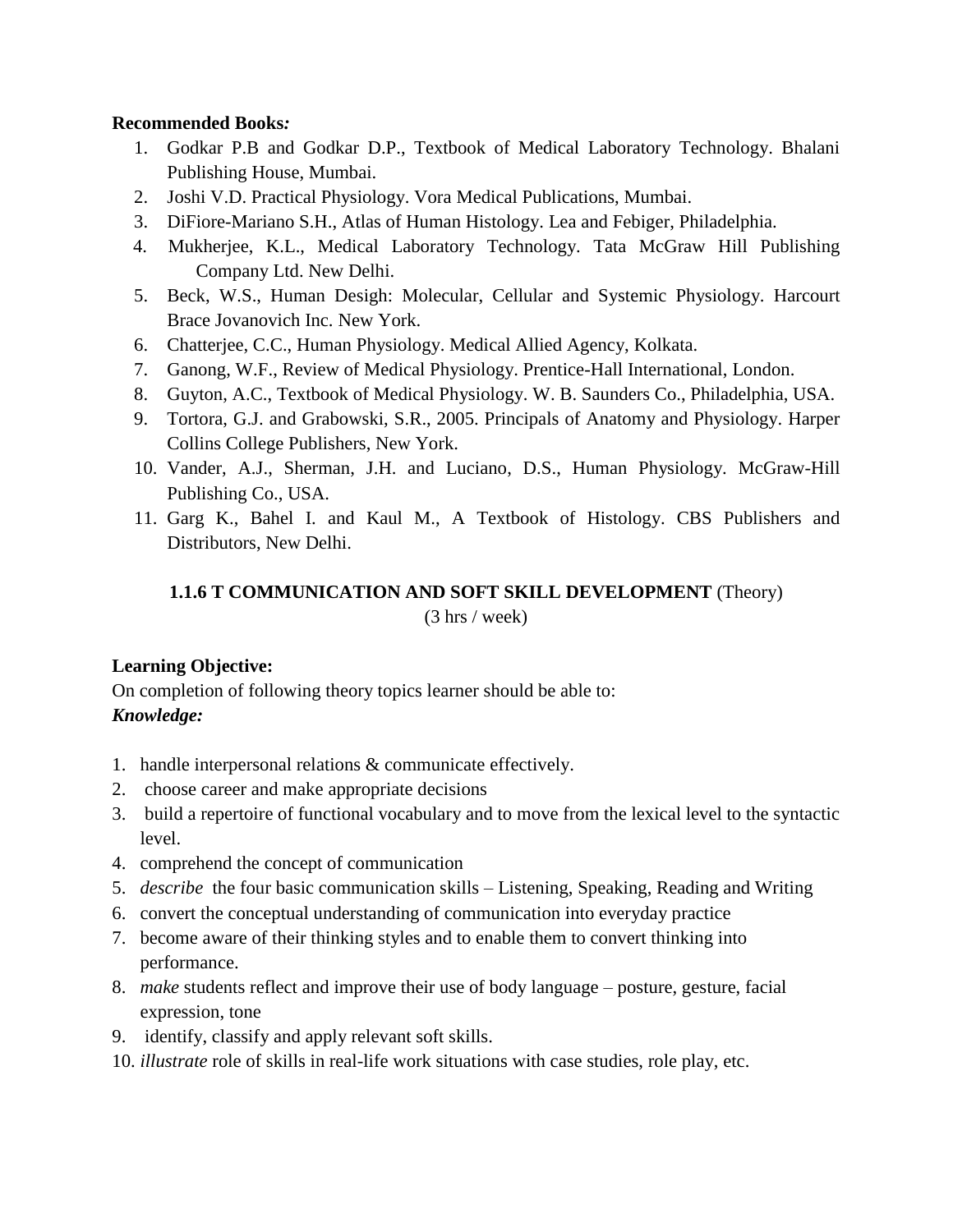**Recommended Books*:***

1. Godkar P.B and Godkar D.P., Textbook of Medical Laboratory Technology. Bhalani Publishing House, Mumbai.
2. Joshi V.D. Practical Physiology. Vora Medical Publications, Mumbai.
3. DiFiore-Mariano S.H., Atlas of Human Histology. Lea and Febiger, Philadelphia.
4. Mukherjee, K.L., Medical Laboratory Technology. Tata McGraw Hill Publishing Company Ltd. New Delhi.
5. Beck, W.S., Human Desigh: Molecular, Cellular and Systemic Physiology. Harcourt Brace Jovanovich Inc. New York.
6. Chatterjee, C.C., Human Physiology. Medical Allied Agency, Kolkata.
7. Ganong, W.F., Review of Medical Physiology. Prentice-Hall International, London.
8. Guyton, A.C., Textbook of Medical Physiology. W. B. Saunders Co., Philadelphia, USA.
9. Tortora, G.J. and Grabowski, S.R., 2005. Principals of Anatomy and Physiology. Harper Collins College Publishers, New York.
10. Vander, A.J., Sherman, J.H. and Luciano, D.S., Human Physiology. McGraw-Hill Publishing Co., USA.
11. Garg K., Bahel I. and Kaul M., A Textbook of Histology. CBS Publishers and Distributors, New Delhi.

### 1.1.6 T COMMUNICATION AND SOFT SKILL DEVELOPMENT (Theory)

(3 hrs / week)

**Learning Objective:**

On completion of following theory topics learner should be able to:

***Knowledge:***

1. handle interpersonal relations & communicate effectively.
2. choose career and make appropriate decisions
3. build a repertoire of functional vocabulary and to move from the lexical level to the syntactic level.
4. comprehend the concept of communication
5. *describe* the four basic communication skills – Listening, Speaking, Reading and Writing
6. convert the conceptual understanding of communication into everyday practice
7. become aware of their thinking styles and to enable them to convert thinking into performance.
8. *make* students reflect and improve their use of body language – posture, gesture, facial expression, tone
9. identify, classify and apply relevant soft skills.
10. *illustrate* role of skills in real-life work situations with case studies, role play, etc.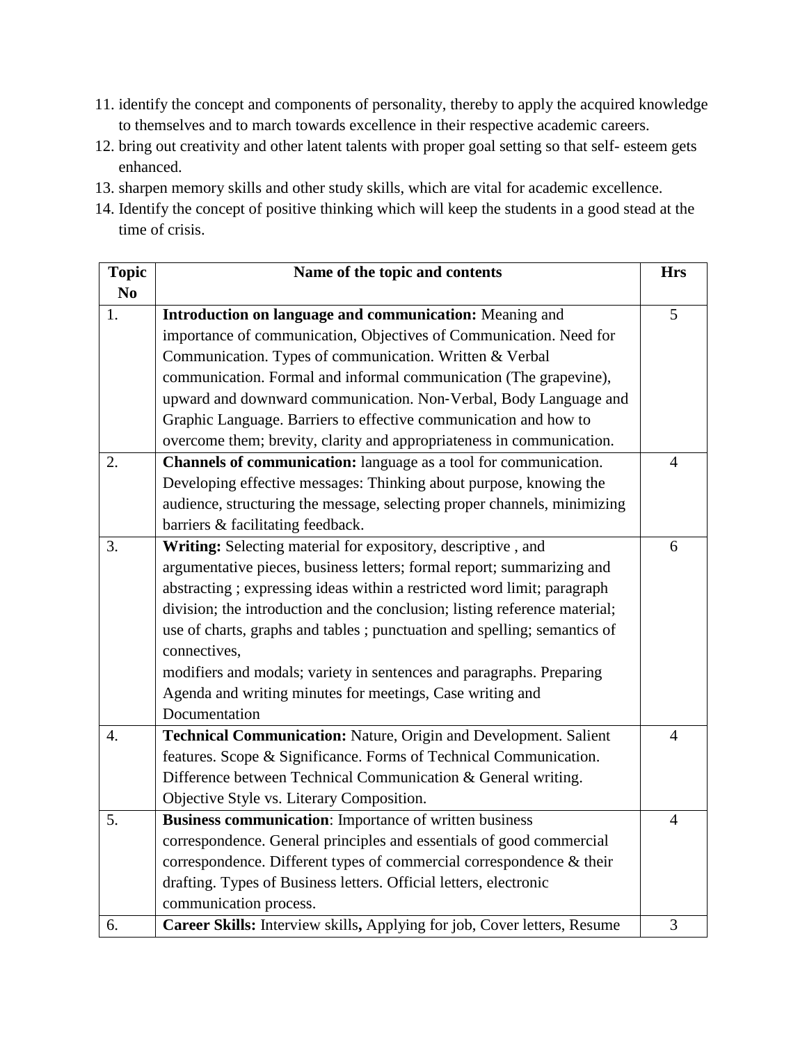11. identify the concept and components of personality, thereby to apply the acquired knowledge to themselves and to march towards excellence in their respective academic careers.
12. bring out creativity and other latent talents with proper goal setting so that self- esteem gets enhanced.
13. sharpen memory skills and other study skills, which are vital for academic excellence.
14. Identify the concept of positive thinking which will keep the students in a good stead at the time of crisis.

| Topic No | Name of the topic and contents | Hrs |
|---|---|---|
| 1. | **Introduction on language and communication:** Meaning and importance of communication, Objectives of Communication. Need for Communication. Types of communication. Written & Verbal communication. Formal and informal communication (The grapevine), upward and downward communication. Non-Verbal, Body Language and Graphic Language. Barriers to effective communication and how to overcome them; brevity, clarity and appropriateness in communication. | 5 |
| 2. | **Channels of communication:** language as a tool for communication. Developing effective messages: Thinking about purpose, knowing the audience, structuring the message, selecting proper channels, minimizing barriers & facilitating feedback. | 4 |
| 3. | **Writing:** Selecting material for expository, descriptive , and argumentative pieces, business letters; formal report; summarizing and abstracting ; expressing ideas within a restricted word limit; paragraph division; the introduction and the conclusion; listing reference material; use of charts, graphs and tables ; punctuation and spelling; semantics of connectives, modifiers and modals; variety in sentences and paragraphs. Preparing Agenda and writing minutes for meetings, Case writing and Documentation | 6 |
| 4. | **Technical Communication:** Nature, Origin and Development. Salient features. Scope & Significance. Forms of Technical Communication. Difference between Technical Communication & General writing. Objective Style vs. Literary Composition. | 4 |
| 5. | **Business communication**: Importance of written business correspondence. General principles and essentials of good commercial correspondence. Different types of commercial correspondence & their drafting. Types of Business letters. Official letters, electronic communication process. | 4 |
| 6. | **Career Skills:** Interview skills**,** Applying for job, Cover letters, Resume | 3 |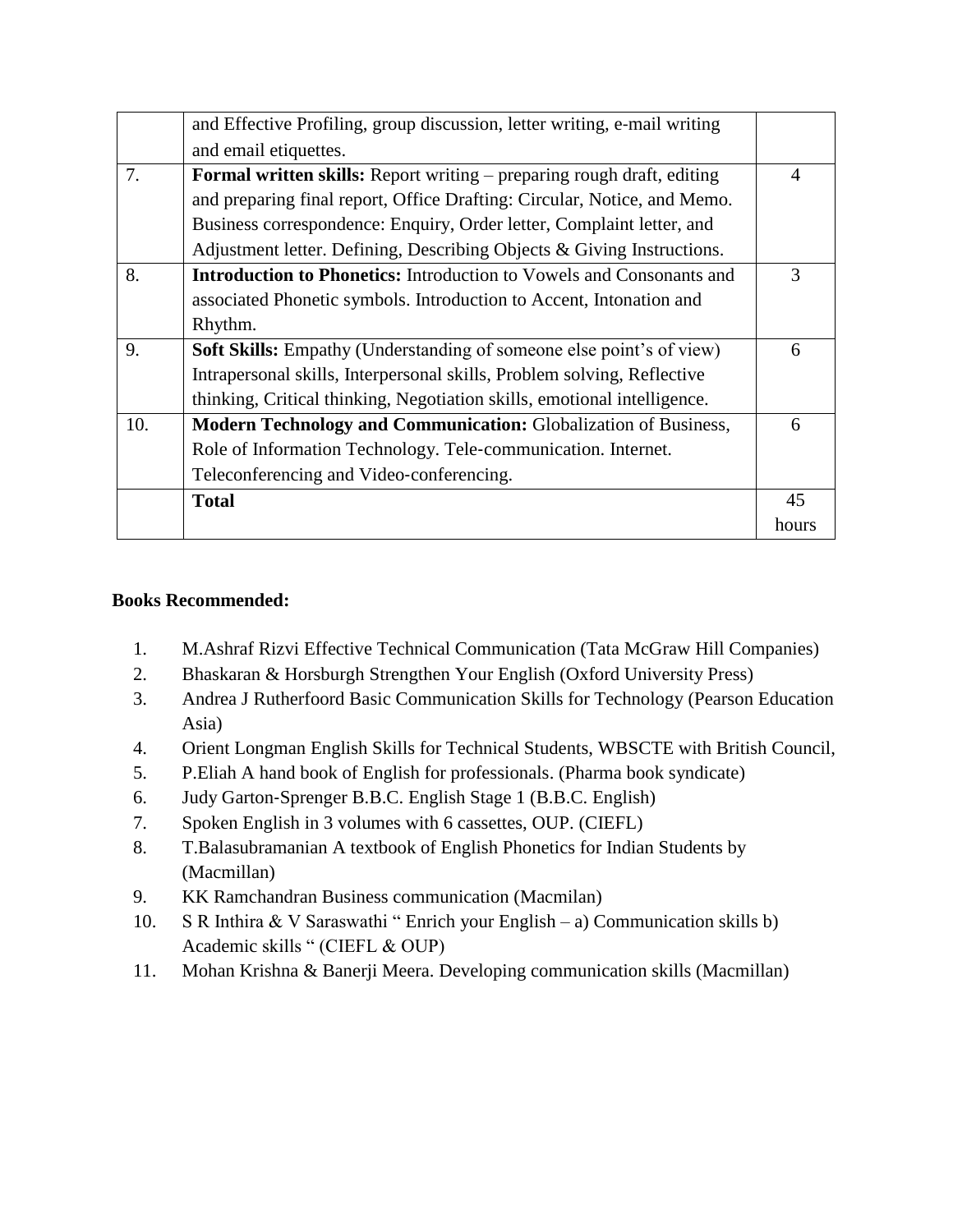|  | and Effective Profiling, group discussion, letter writing, e-mail writing and email etiquettes. |  |
|---|---|---|
| 7. | **Formal written skills:** Report writing – preparing rough draft, editing and preparing final report, Office Drafting: Circular, Notice, and Memo. Business correspondence: Enquiry, Order letter, Complaint letter, and Adjustment letter. Defining, Describing Objects & Giving Instructions. | 4 |
| 8. | **Introduction to Phonetics:** Introduction to Vowels and Consonants and associated Phonetic symbols. Introduction to Accent, Intonation and Rhythm. | 3 |
| 9. | **Soft Skills:** Empathy (Understanding of someone else point's of view) Intrapersonal skills, Interpersonal skills, Problem solving, Reflective thinking, Critical thinking, Negotiation skills, emotional intelligence. | 6 |
| 10. | **Modern Technology and Communication:** Globalization of Business, Role of Information Technology. Tele-communication. Internet. Teleconferencing and Video-conferencing. | 6 |
|  | **Total** | 45 hours |

**Books Recommended:**

1. M.Ashraf Rizvi Effective Technical Communication (Tata McGraw Hill Companies)
2. Bhaskaran & Horsburgh Strengthen Your English (Oxford University Press)
3. Andrea J Rutherfoord Basic Communication Skills for Technology (Pearson Education Asia)
4. Orient Longman English Skills for Technical Students, WBSCTE with British Council,
5. P.Eliah A hand book of English for professionals. (Pharma book syndicate)
6. Judy Garton-Sprenger B.B.C. English Stage 1 (B.B.C. English)
7. Spoken English in 3 volumes with 6 cassettes, OUP. (CIEFL)
8. T.Balasubramanian A textbook of English Phonetics for Indian Students by (Macmillan)
9. KK Ramchandran Business communication (Macmilan)
10. S R Inthira & V Saraswathi " Enrich your English – a) Communication skills b) Academic skills " (CIEFL & OUP)
11. Mohan Krishna & Banerji Meera. Developing communication skills (Macmillan)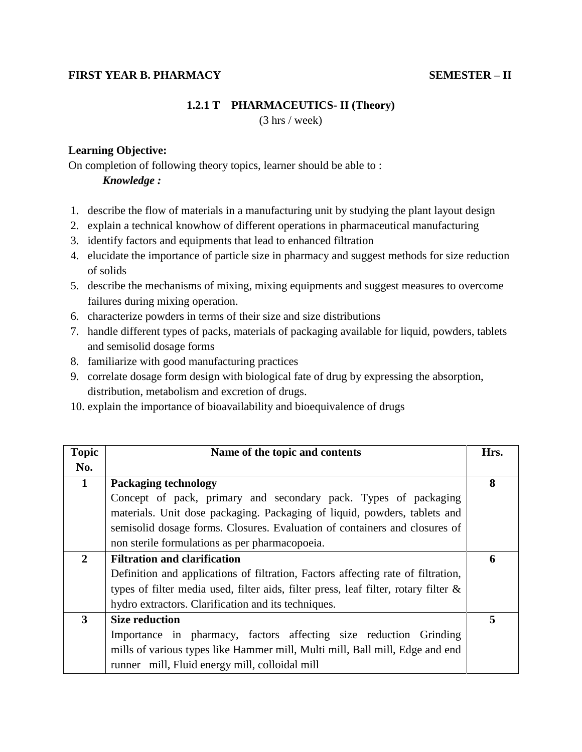**FIRST YEAR B. PHARMACY** **SEMESTER – II**

## 1.2.1 T PHARMACEUTICS- II (Theory)

(3 hrs / week)

**Learning Objective:**

On completion of following theory topics, learner should be able to :

***Knowledge :***

1. describe the flow of materials in a manufacturing unit by studying the plant layout design
2. explain a technical knowhow of different operations in pharmaceutical manufacturing
3. identify factors and equipments that lead to enhanced filtration
4. elucidate the importance of particle size in pharmacy and suggest methods for size reduction of solids
5. describe the mechanisms of mixing, mixing equipments and suggest measures to overcome failures during mixing operation.
6. characterize powders in terms of their size and size distributions
7. handle different types of packs, materials of packaging available for liquid, powders, tablets and semisolid dosage forms
8. familiarize with good manufacturing practices
9. correlate dosage form design with biological fate of drug by expressing the absorption, distribution, metabolism and excretion of drugs.
10. explain the importance of bioavailability and bioequivalence of drugs

| Topic No. | Name of the topic and contents | Hrs. |
|---|---|---|
| 1 | **Packaging technology**<br>Concept of pack, primary and secondary pack. Types of packaging materials. Unit dose packaging. Packaging of liquid, powders, tablets and semisolid dosage forms. Closures. Evaluation of containers and closures of non sterile formulations as per pharmacopoeia. | 8 |
| 2 | **Filtration and clarification**<br>Definition and applications of filtration, Factors affecting rate of filtration, types of filter media used, filter aids, filter press, leaf filter, rotary filter & hydro extractors. Clarification and its techniques. | 6 |
| 3 | **Size reduction**<br>Importance in pharmacy, factors affecting size reduction Grinding mills of various types like Hammer mill, Multi mill, Ball mill, Edge and end runner mill, Fluid energy mill, colloidal mill | 5 |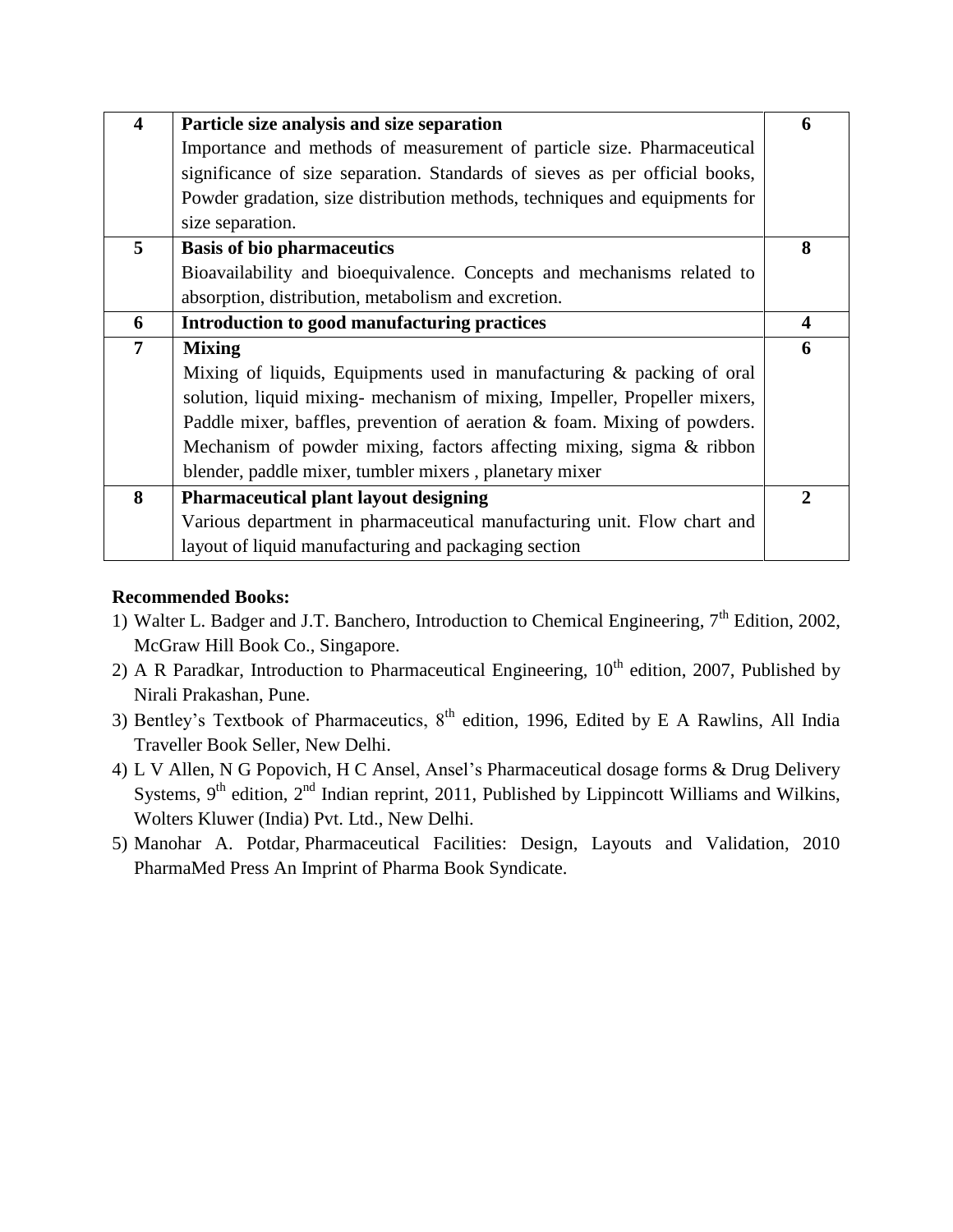| | | |
|---|---|---|
| **4** | **Particle size analysis and size separation**<br>Importance and methods of measurement of particle size. Pharmaceutical significance of size separation. Standards of sieves as per official books, Powder gradation, size distribution methods, techniques and equipments for size separation. | **6** |
| **5** | **Basis of bio pharmaceutics**<br>Bioavailability and bioequivalence. Concepts and mechanisms related to absorption, distribution, metabolism and excretion. | **8** |
| **6** | **Introduction to good manufacturing practices** | **4** |
| **7** | **Mixing**<br>Mixing of liquids, Equipments used in manufacturing & packing of oral solution, liquid mixing- mechanism of mixing, Impeller, Propeller mixers, Paddle mixer, baffles, prevention of aeration & foam. Mixing of powders. Mechanism of powder mixing, factors affecting mixing, sigma & ribbon blender, paddle mixer, tumbler mixers , planetary mixer | **6** |
| **8** | **Pharmaceutical plant layout designing**<br>Various department in pharmaceutical manufacturing unit. Flow chart and layout of liquid manufacturing and packaging section | **2** |

**Recommended Books:**

1) Walter L. Badger and J.T. Banchero, Introduction to Chemical Engineering, 7th Edition, 2002, McGraw Hill Book Co., Singapore.
2) A R Paradkar, Introduction to Pharmaceutical Engineering, 10th edition, 2007, Published by Nirali Prakashan, Pune.
3) Bentley's Textbook of Pharmaceutics, 8th edition, 1996, Edited by E A Rawlins, All India Traveller Book Seller, New Delhi.
4) L V Allen, N G Popovich, H C Ansel, Ansel's Pharmaceutical dosage forms & Drug Delivery Systems, 9th edition, 2nd Indian reprint, 2011, Published by Lippincott Williams and Wilkins, Wolters Kluwer (India) Pvt. Ltd., New Delhi.
5) Manohar A. Potdar, Pharmaceutical Facilities: Design, Layouts and Validation, 2010 PharmaMed Press An Imprint of Pharma Book Syndicate.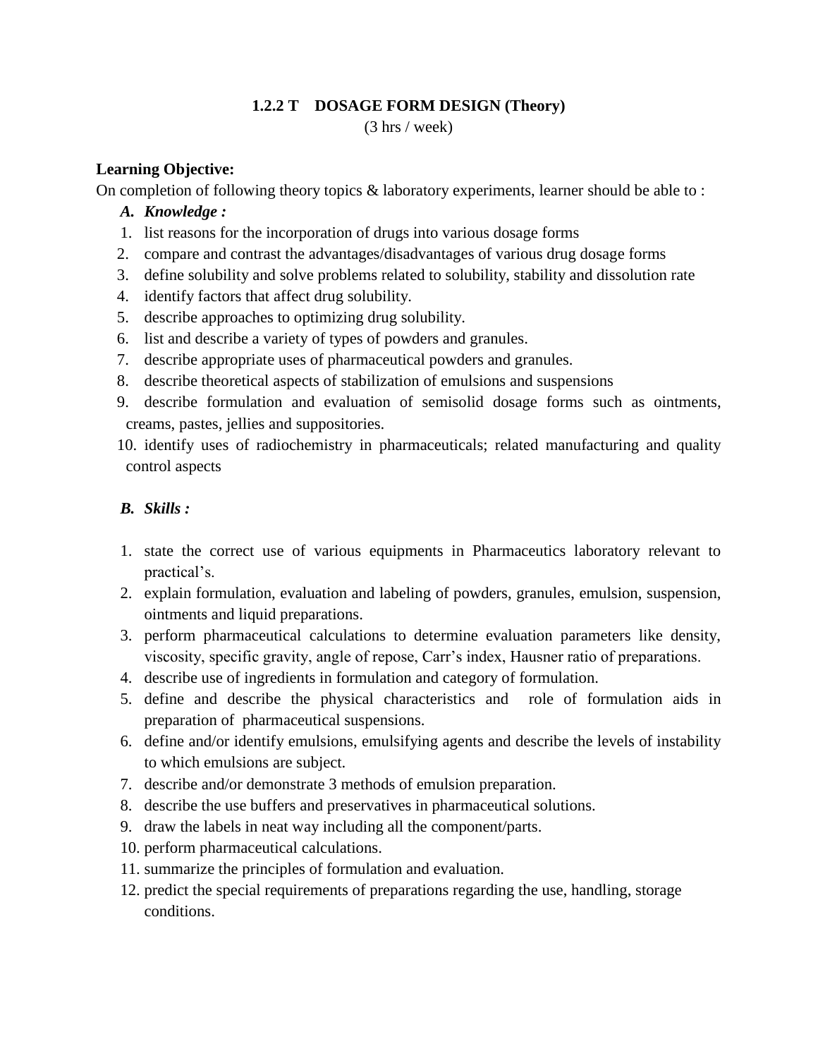## 1.2.2 T DOSAGE FORM DESIGN (Theory)

(3 hrs / week)

**Learning Objective:**

On completion of following theory topics & laboratory experiments, learner should be able to :

***A. Knowledge :***

1. list reasons for the incorporation of drugs into various dosage forms
2. compare and contrast the advantages/disadvantages of various drug dosage forms
3. define solubility and solve problems related to solubility, stability and dissolution rate
4. identify factors that affect drug solubility.
5. describe approaches to optimizing drug solubility.
6. list and describe a variety of types of powders and granules.
7. describe appropriate uses of pharmaceutical powders and granules.
8. describe theoretical aspects of stabilization of emulsions and suspensions
9. describe formulation and evaluation of semisolid dosage forms such as ointments, creams, pastes, jellies and suppositories.
10. identify uses of radiochemistry in pharmaceuticals; related manufacturing and quality control aspects

***B. Skills :***

1. state the correct use of various equipments in Pharmaceutics laboratory relevant to practical's.
2. explain formulation, evaluation and labeling of powders, granules, emulsion, suspension, ointments and liquid preparations.
3. perform pharmaceutical calculations to determine evaluation parameters like density, viscosity, specific gravity, angle of repose, Carr's index, Hausner ratio of preparations.
4. describe use of ingredients in formulation and category of formulation.
5. define and describe the physical characteristics and role of formulation aids in preparation of pharmaceutical suspensions.
6. define and/or identify emulsions, emulsifying agents and describe the levels of instability to which emulsions are subject.
7. describe and/or demonstrate 3 methods of emulsion preparation.
8. describe the use buffers and preservatives in pharmaceutical solutions.
9. draw the labels in neat way including all the component/parts.
10. perform pharmaceutical calculations.
11. summarize the principles of formulation and evaluation.
12. predict the special requirements of preparations regarding the use, handling, storage conditions.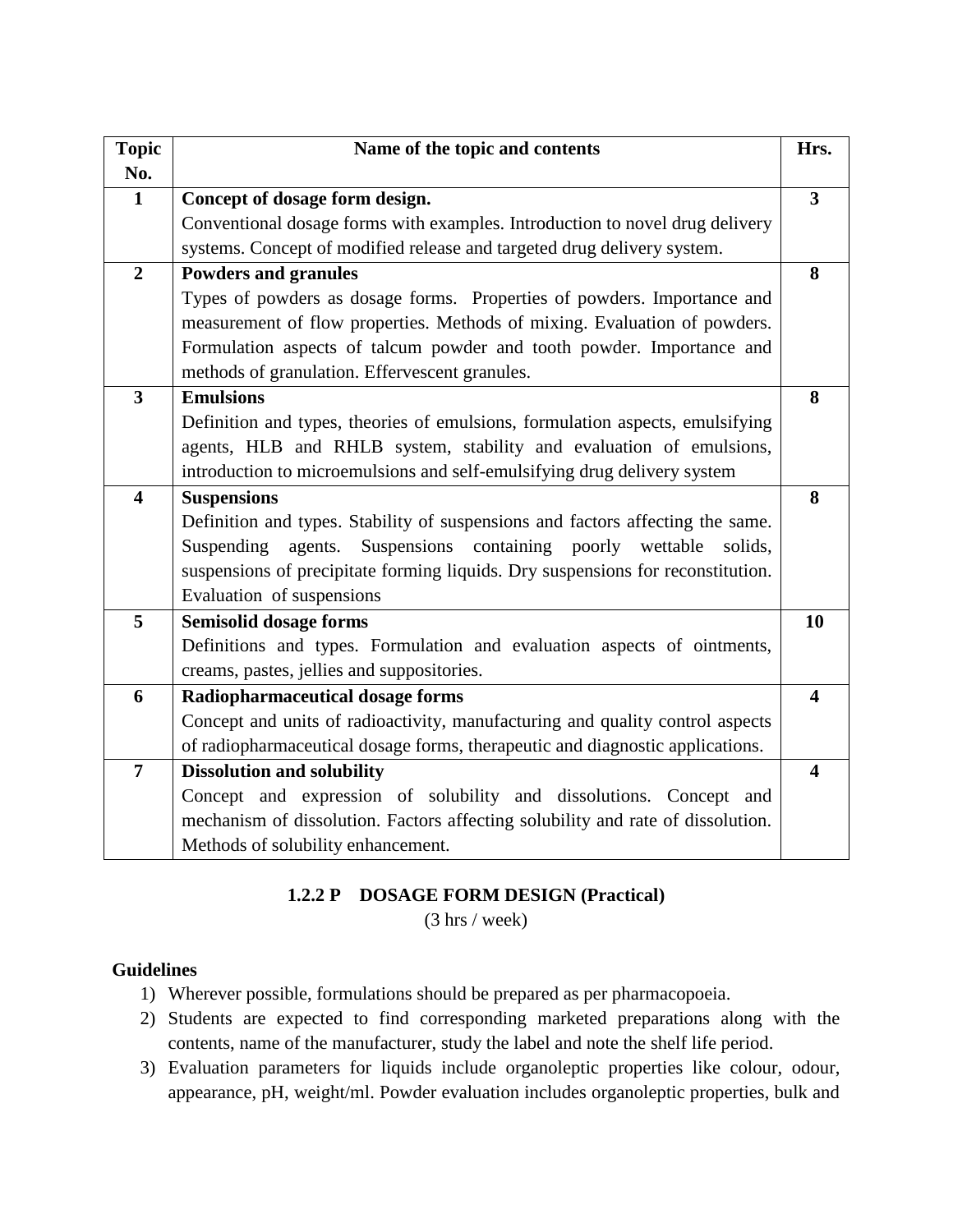| Topic No. | Name of the topic and contents | Hrs. |
|---|---|---|
| 1 | **Concept of dosage form design.** Conventional dosage forms with examples. Introduction to novel drug delivery systems. Concept of modified release and targeted drug delivery system. | 3 |
| 2 | **Powders and granules** Types of powders as dosage forms. Properties of powders. Importance and measurement of flow properties. Methods of mixing. Evaluation of powders. Formulation aspects of talcum powder and tooth powder. Importance and methods of granulation. Effervescent granules. | 8 |
| 3 | **Emulsions** Definition and types, theories of emulsions, formulation aspects, emulsifying agents, HLB and RHLB system, stability and evaluation of emulsions, introduction to microemulsions and self-emulsifying drug delivery system | 8 |
| 4 | **Suspensions** Definition and types. Stability of suspensions and factors affecting the same. Suspending agents. Suspensions containing poorly wettable solids, suspensions of precipitate forming liquids. Dry suspensions for reconstitution. Evaluation of suspensions | 8 |
| 5 | **Semisolid dosage forms** Definitions and types. Formulation and evaluation aspects of ointments, creams, pastes, jellies and suppositories. | 10 |
| 6 | **Radiopharmaceutical dosage forms** Concept and units of radioactivity, manufacturing and quality control aspects of radiopharmaceutical dosage forms, therapeutic and diagnostic applications. | 4 |
| 7 | **Dissolution and solubility** Concept and expression of solubility and dissolutions. Concept and mechanism of dissolution. Factors affecting solubility and rate of dissolution. Methods of solubility enhancement. | 4 |

## 1.2.2 P DOSAGE FORM DESIGN (Practical)

(3 hrs / week)

**Guidelines**

1) Wherever possible, formulations should be prepared as per pharmacopoeia.
2) Students are expected to find corresponding marketed preparations along with the contents, name of the manufacturer, study the label and note the shelf life period.
3) Evaluation parameters for liquids include organoleptic properties like colour, odour, appearance, pH, weight/ml. Powder evaluation includes organoleptic properties, bulk and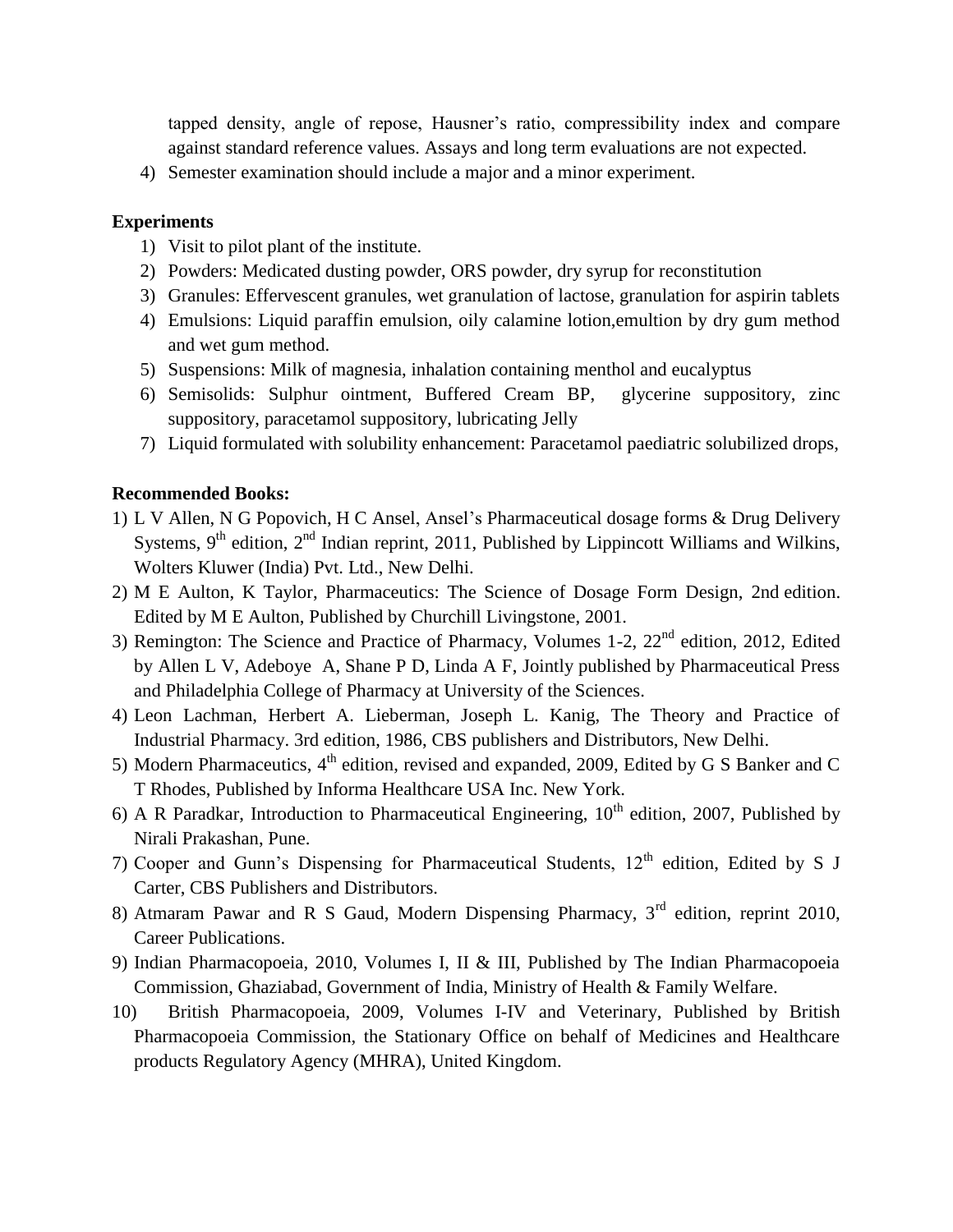tapped density, angle of repose, Hausner's ratio, compressibility index and compare against standard reference values. Assays and long term evaluations are not expected.

4) Semester examination should include a major and a minor experiment.

**Experiments**

1) Visit to pilot plant of the institute.
2) Powders: Medicated dusting powder, ORS powder, dry syrup for reconstitution
3) Granules: Effervescent granules, wet granulation of lactose, granulation for aspirin tablets
4) Emulsions: Liquid paraffin emulsion, oily calamine lotion,emultion by dry gum method and wet gum method.
5) Suspensions: Milk of magnesia, inhalation containing menthol and eucalyptus
6) Semisolids: Sulphur ointment, Buffered Cream BP, glycerine suppository, zinc suppository, paracetamol suppository, lubricating Jelly
7) Liquid formulated with solubility enhancement: Paracetamol paediatric solubilized drops,

**Recommended Books:**

1) L V Allen, N G Popovich, H C Ansel, Ansel's Pharmaceutical dosage forms & Drug Delivery Systems, 9th edition, 2nd Indian reprint, 2011, Published by Lippincott Williams and Wilkins, Wolters Kluwer (India) Pvt. Ltd., New Delhi.
2) M E Aulton, K Taylor, Pharmaceutics: The Science of Dosage Form Design, 2nd edition. Edited by M E Aulton, Published by Churchill Livingstone, 2001.
3) Remington: The Science and Practice of Pharmacy, Volumes 1-2, 22nd edition, 2012, Edited by Allen L V, Adeboye A, Shane P D, Linda A F, Jointly published by Pharmaceutical Press and Philadelphia College of Pharmacy at University of the Sciences.
4) Leon Lachman, Herbert A. Lieberman, Joseph L. Kanig, The Theory and Practice of Industrial Pharmacy. 3rd edition, 1986, CBS publishers and Distributors, New Delhi.
5) Modern Pharmaceutics, 4th edition, revised and expanded, 2009, Edited by G S Banker and C T Rhodes, Published by Informa Healthcare USA Inc. New York.
6) A R Paradkar, Introduction to Pharmaceutical Engineering, 10th edition, 2007, Published by Nirali Prakashan, Pune.
7) Cooper and Gunn's Dispensing for Pharmaceutical Students, 12th edition, Edited by S J Carter, CBS Publishers and Distributors.
8) Atmaram Pawar and R S Gaud, Modern Dispensing Pharmacy, 3rd edition, reprint 2010, Career Publications.
9) Indian Pharmacopoeia, 2010, Volumes I, II & III, Published by The Indian Pharmacopoeia Commission, Ghaziabad, Government of India, Ministry of Health & Family Welfare.
10) British Pharmacopoeia, 2009, Volumes I-IV and Veterinary, Published by British Pharmacopoeia Commission, the Stationary Office on behalf of Medicines and Healthcare products Regulatory Agency (MHRA), United Kingdom.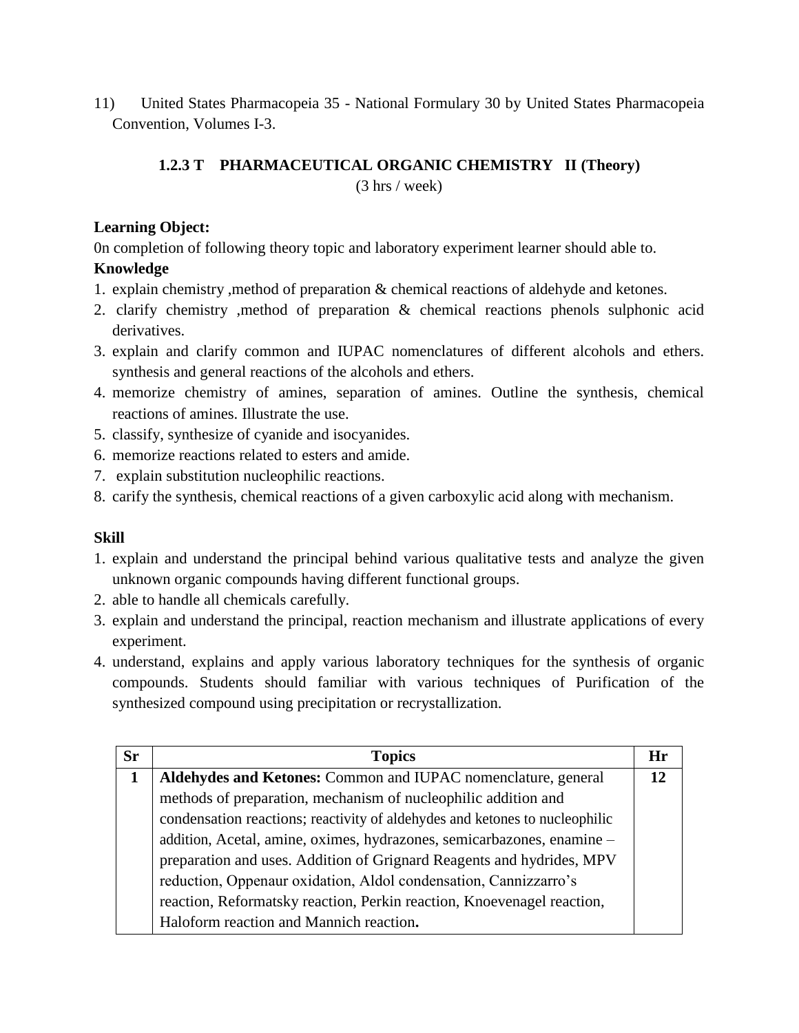11) United States Pharmacopeia 35 - National Formulary 30 by United States Pharmacopeia Convention, Volumes I-3.

### 1.2.3 T PHARMACEUTICAL ORGANIC CHEMISTRY II (Theory)

(3 hrs / week)

**Learning Object:**

0n completion of following theory topic and laboratory experiment learner should able to.

**Knowledge**

1. explain chemistry ,method of preparation & chemical reactions of aldehyde and ketones.
2. clarify chemistry ,method of preparation & chemical reactions phenols sulphonic acid derivatives.
3. explain and clarify common and IUPAC nomenclatures of different alcohols and ethers. synthesis and general reactions of the alcohols and ethers.
4. memorize chemistry of amines, separation of amines. Outline the synthesis, chemical reactions of amines. Illustrate the use.
5. classify, synthesize of cyanide and isocyanides.
6. memorize reactions related to esters and amide.
7. explain substitution nucleophilic reactions.
8. carify the synthesis, chemical reactions of a given carboxylic acid along with mechanism.

**Skill**

1. explain and understand the principal behind various qualitative tests and analyze the given unknown organic compounds having different functional groups.
2. able to handle all chemicals carefully.
3. explain and understand the principal, reaction mechanism and illustrate applications of every experiment.
4. understand, explains and apply various laboratory techniques for the synthesis of organic compounds. Students should familiar with various techniques of Purification of the synthesized compound using precipitation or recrystallization.

| Sr | Topics | Hr |
|---|---|---|
| 1 | **Aldehydes and Ketones:** Common and IUPAC nomenclature, general methods of preparation, mechanism of nucleophilic addition and condensation reactions; reactivity of aldehydes and ketones to nucleophilic addition, Acetal, amine, oximes, hydrazones, semicarbazones, enamine – preparation and uses. Addition of Grignard Reagents and hydrides, MPV reduction, Oppenaur oxidation, Aldol condensation, Cannizzarro's reaction, Reformatsky reaction, Perkin reaction, Knoevenagel reaction, Haloform reaction and Mannich reaction**.** | 12 |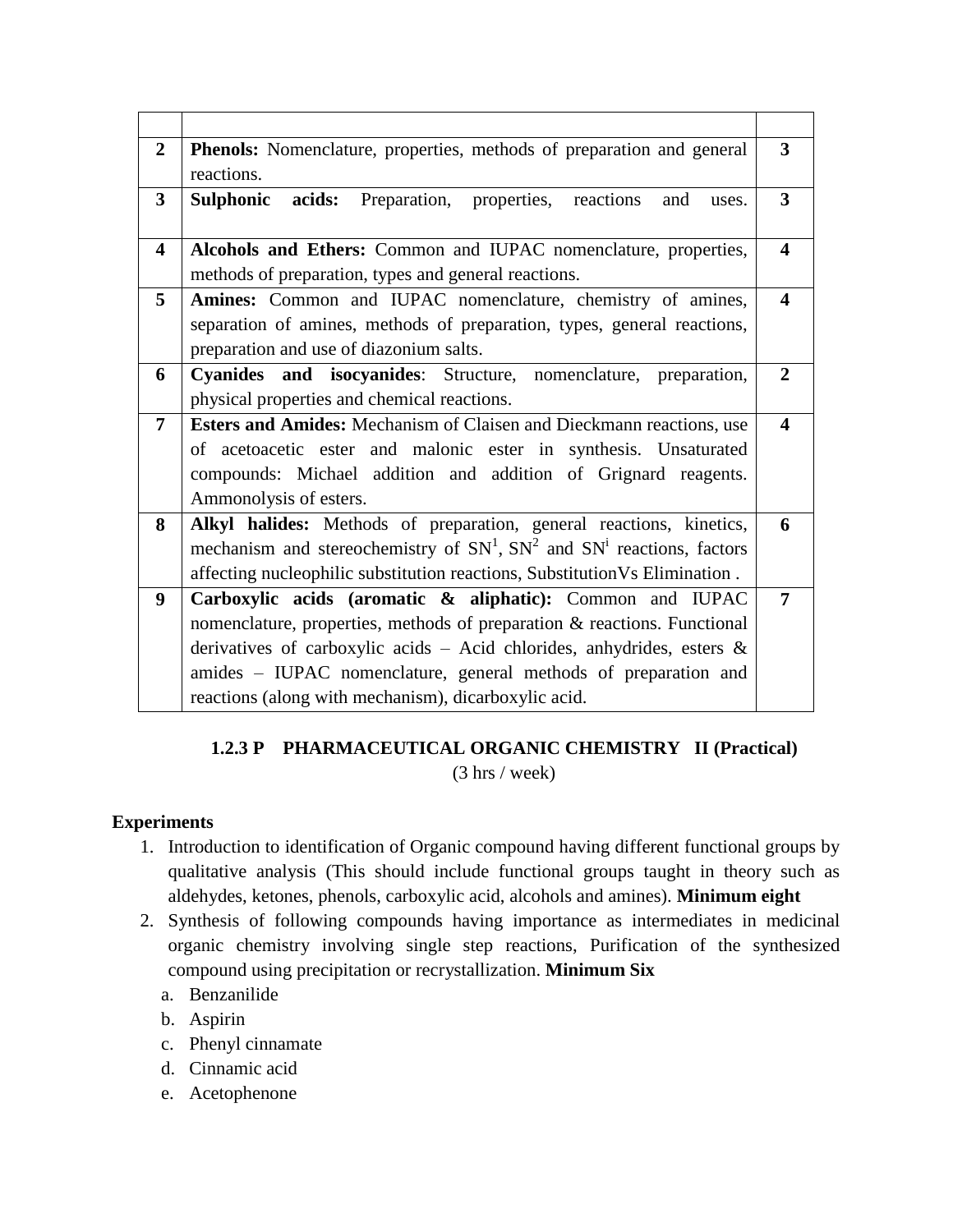| | | |
|---|---|---|
| **2** | **Phenols:** Nomenclature, properties, methods of preparation and general reactions. | **3** |
| **3** | **Sulphonic acids:** Preparation, properties, reactions and uses. | **3** |
| **4** | **Alcohols and Ethers:** Common and IUPAC nomenclature, properties, methods of preparation, types and general reactions. | **4** |
| **5** | **Amines:** Common and IUPAC nomenclature, chemistry of amines, separation of amines, methods of preparation, types, general reactions, preparation and use of diazonium salts. | **4** |
| **6** | **Cyanides and isocyanides**: Structure, nomenclature, preparation, physical properties and chemical reactions. | **2** |
| **7** | **Esters and Amides:** Mechanism of Claisen and Dieckmann reactions, use of acetoacetic ester and malonic ester in synthesis. Unsaturated compounds: Michael addition and addition of Grignard reagents. Ammonolysis of esters. | **4** |
| **8** | **Alkyl halides:** Methods of preparation, general reactions, kinetics, mechanism and stereochemistry of $SN^1$, $SN^2$ and $SN^i$ reactions, factors affecting nucleophilic substitution reactions, SubstitutionVs Elimination . | **6** |
| **9** | **Carboxylic acids (aromatic & aliphatic):** Common and IUPAC nomenclature, properties, methods of preparation & reactions. Functional derivatives of carboxylic acids – Acid chlorides, anhydrides, esters & amides – IUPAC nomenclature, general methods of preparation and reactions (along with mechanism), dicarboxylic acid. | **7** |

## 1.2.3 P PHARMACEUTICAL ORGANIC CHEMISTRY II (Practical)

(3 hrs / week)

**Experiments**

1. Introduction to identification of Organic compound having different functional groups by qualitative analysis (This should include functional groups taught in theory such as aldehydes, ketones, phenols, carboxylic acid, alcohols and amines). **Minimum eight**
2. Synthesis of following compounds having importance as intermediates in medicinal organic chemistry involving single step reactions, Purification of the synthesized compound using precipitation or recrystallization. **Minimum Six**
   a. Benzanilide
   b. Aspirin
   c. Phenyl cinnamate
   d. Cinnamic acid
   e. Acetophenone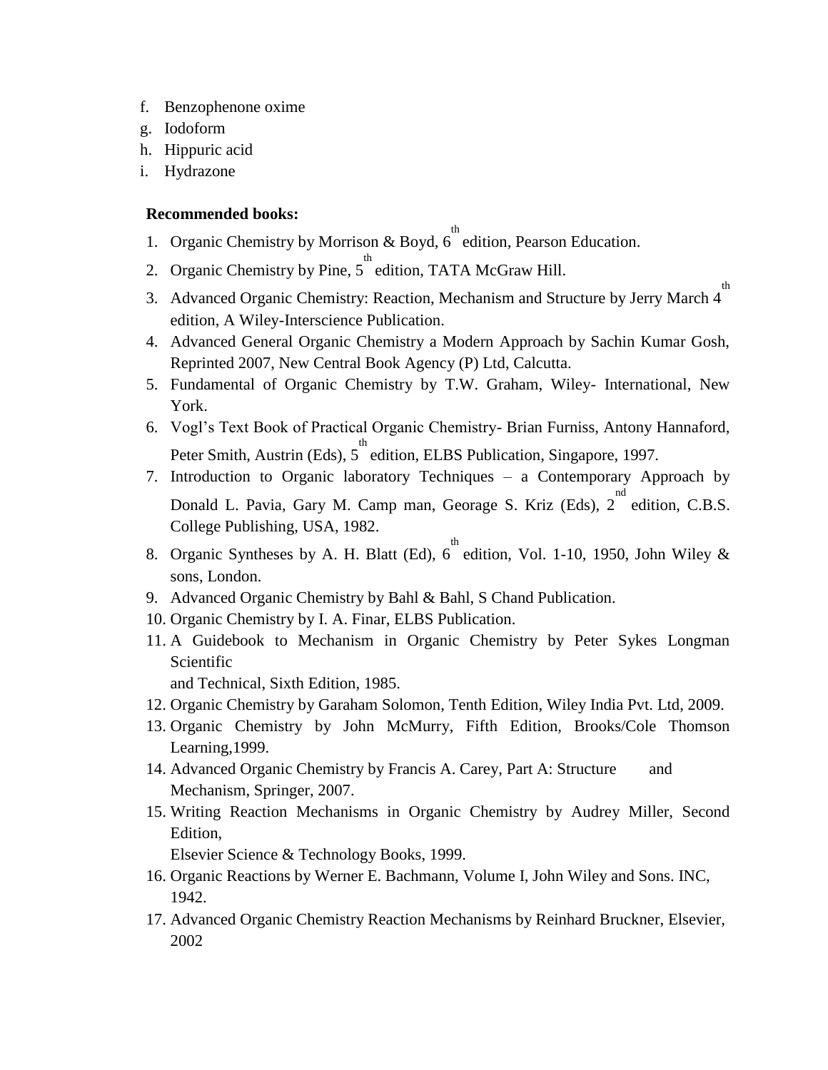f. Benzophenone oxime
g. Iodoform
h. Hippuric acid
i. Hydrazone

**Recommended books:**

1. Organic Chemistry by Morrison & Boyd, 6th edition, Pearson Education.
2. Organic Chemistry by Pine, 5th edition, TATA McGraw Hill.
3. Advanced Organic Chemistry: Reaction, Mechanism and Structure by Jerry March 4th edition, A Wiley-Interscience Publication.
4. Advanced General Organic Chemistry a Modern Approach by Sachin Kumar Gosh, Reprinted 2007, New Central Book Agency (P) Ltd, Calcutta.
5. Fundamental of Organic Chemistry by T.W. Graham, Wiley- International, New York.
6. Vogl's Text Book of Practical Organic Chemistry- Brian Furniss, Antony Hannaford, Peter Smith, Austrin (Eds), 5th edition, ELBS Publication, Singapore, 1997.
7. Introduction to Organic laboratory Techniques – a Contemporary Approach by Donald L. Pavia, Gary M. Camp man, Georage S. Kriz (Eds), 2nd edition, C.B.S. College Publishing, USA, 1982.
8. Organic Syntheses by A. H. Blatt (Ed), 6th edition, Vol. 1-10, 1950, John Wiley & sons, London.
9. Advanced Organic Chemistry by Bahl & Bahl, S Chand Publication.
10. Organic Chemistry by I. A. Finar, ELBS Publication.
11. A Guidebook to Mechanism in Organic Chemistry by Peter Sykes Longman Scientific
    and Technical, Sixth Edition, 1985.
12. Organic Chemistry by Garaham Solomon, Tenth Edition, Wiley India Pvt. Ltd, 2009.
13. Organic Chemistry by John McMurry, Fifth Edition, Brooks/Cole Thomson Learning,1999.
14. Advanced Organic Chemistry by Francis A. Carey, Part A: Structure and Mechanism, Springer, 2007.
15. Writing Reaction Mechanisms in Organic Chemistry by Audrey Miller, Second Edition,
    Elsevier Science & Technology Books, 1999.
16. Organic Reactions by Werner E. Bachmann, Volume I, John Wiley and Sons. INC, 1942.
17. Advanced Organic Chemistry Reaction Mechanisms by Reinhard Bruckner, Elsevier, 2002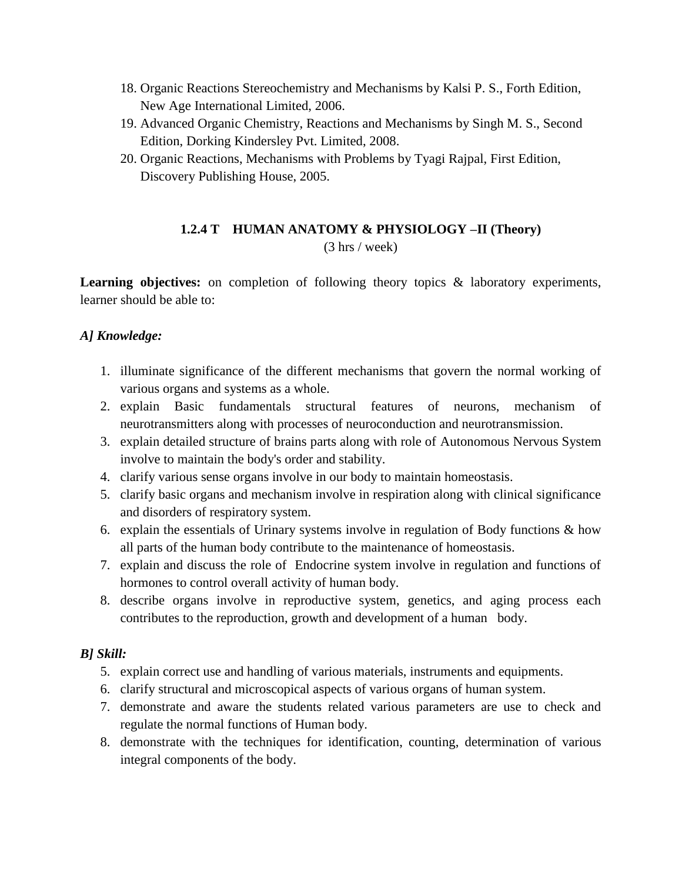18. Organic Reactions Stereochemistry and Mechanisms by Kalsi P. S., Forth Edition, New Age International Limited, 2006.
19. Advanced Organic Chemistry, Reactions and Mechanisms by Singh M. S., Second Edition, Dorking Kindersley Pvt. Limited, 2008.
20. Organic Reactions, Mechanisms with Problems by Tyagi Rajpal, First Edition, Discovery Publishing House, 2005.

## 1.2.4 T HUMAN ANATOMY & PHYSIOLOGY –II (Theory)

(3 hrs / week)

**Learning objectives:** on completion of following theory topics & laboratory experiments, learner should be able to:

***A] Knowledge:***

1. illuminate significance of the different mechanisms that govern the normal working of various organs and systems as a whole.
2. explain Basic fundamentals structural features of neurons, mechanism of neurotransmitters along with processes of neuroconduction and neurotransmission.
3. explain detailed structure of brains parts along with role of Autonomous Nervous System involve to maintain the body's order and stability.
4. clarify various sense organs involve in our body to maintain homeostasis.
5. clarify basic organs and mechanism involve in respiration along with clinical significance and disorders of respiratory system.
6. explain the essentials of Urinary systems involve in regulation of Body functions & how all parts of the human body contribute to the maintenance of homeostasis.
7. explain and discuss the role of Endocrine system involve in regulation and functions of hormones to control overall activity of human body.
8. describe organs involve in reproductive system, genetics, and aging process each contributes to the reproduction, growth and development of a human body.

***B] Skill:***

5. explain correct use and handling of various materials, instruments and equipments.
6. clarify structural and microscopical aspects of various organs of human system.
7. demonstrate and aware the students related various parameters are use to check and regulate the normal functions of Human body.
8. demonstrate with the techniques for identification, counting, determination of various integral components of the body.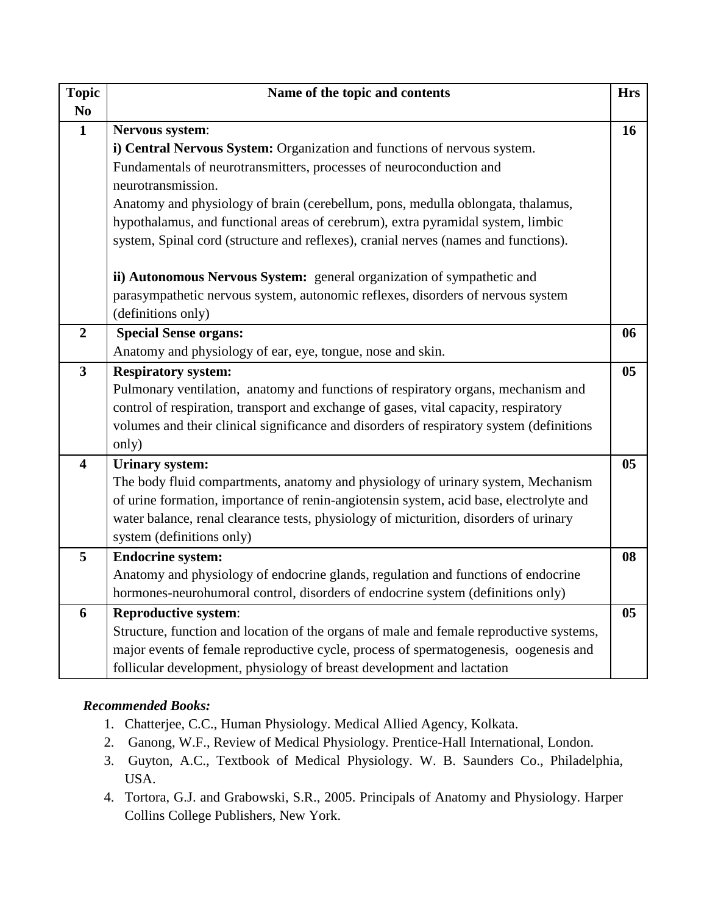| Topic No | Name of the topic and contents | Hrs |
|---|---|---|
| 1 | **Nervous system**:<br>**i) Central Nervous System:** Organization and functions of nervous system. Fundamentals of neurotransmitters, processes of neuroconduction and neurotransmission.<br>Anatomy and physiology of brain (cerebellum, pons, medulla oblongata, thalamus, hypothalamus, and functional areas of cerebrum), extra pyramidal system, limbic system, Spinal cord (structure and reflexes), cranial nerves (names and functions).<br><br>**ii) Autonomous Nervous System:** general organization of sympathetic and parasympathetic nervous system, autonomic reflexes, disorders of nervous system (definitions only) | 16 |
| 2 | **Special Sense organs:**<br>Anatomy and physiology of ear, eye, tongue, nose and skin. | 06 |
| 3 | **Respiratory system:**<br>Pulmonary ventilation, anatomy and functions of respiratory organs, mechanism and control of respiration, transport and exchange of gases, vital capacity, respiratory volumes and their clinical significance and disorders of respiratory system (definitions only) | 05 |
| 4 | **Urinary system:**<br>The body fluid compartments, anatomy and physiology of urinary system, Mechanism of urine formation, importance of renin-angiotensin system, acid base, electrolyte and water balance, renal clearance tests, physiology of micturition, disorders of urinary system (definitions only) | 05 |
| 5 | **Endocrine system:**<br>Anatomy and physiology of endocrine glands, regulation and functions of endocrine hormones-neurohumoral control, disorders of endocrine system (definitions only) | 08 |
| 6 | **Reproductive system**:<br>Structure, function and location of the organs of male and female reproductive systems, major events of female reproductive cycle, process of spermatogenesis, oogenesis and follicular development, physiology of breast development and lactation | 05 |

***Recommended Books:***

1. Chatterjee, C.C., Human Physiology. Medical Allied Agency, Kolkata.
2. Ganong, W.F., Review of Medical Physiology. Prentice-Hall International, London.
3. Guyton, A.C., Textbook of Medical Physiology. W. B. Saunders Co., Philadelphia, USA.
4. Tortora, G.J. and Grabowski, S.R., 2005. Principals of Anatomy and Physiology. Harper Collins College Publishers, New York.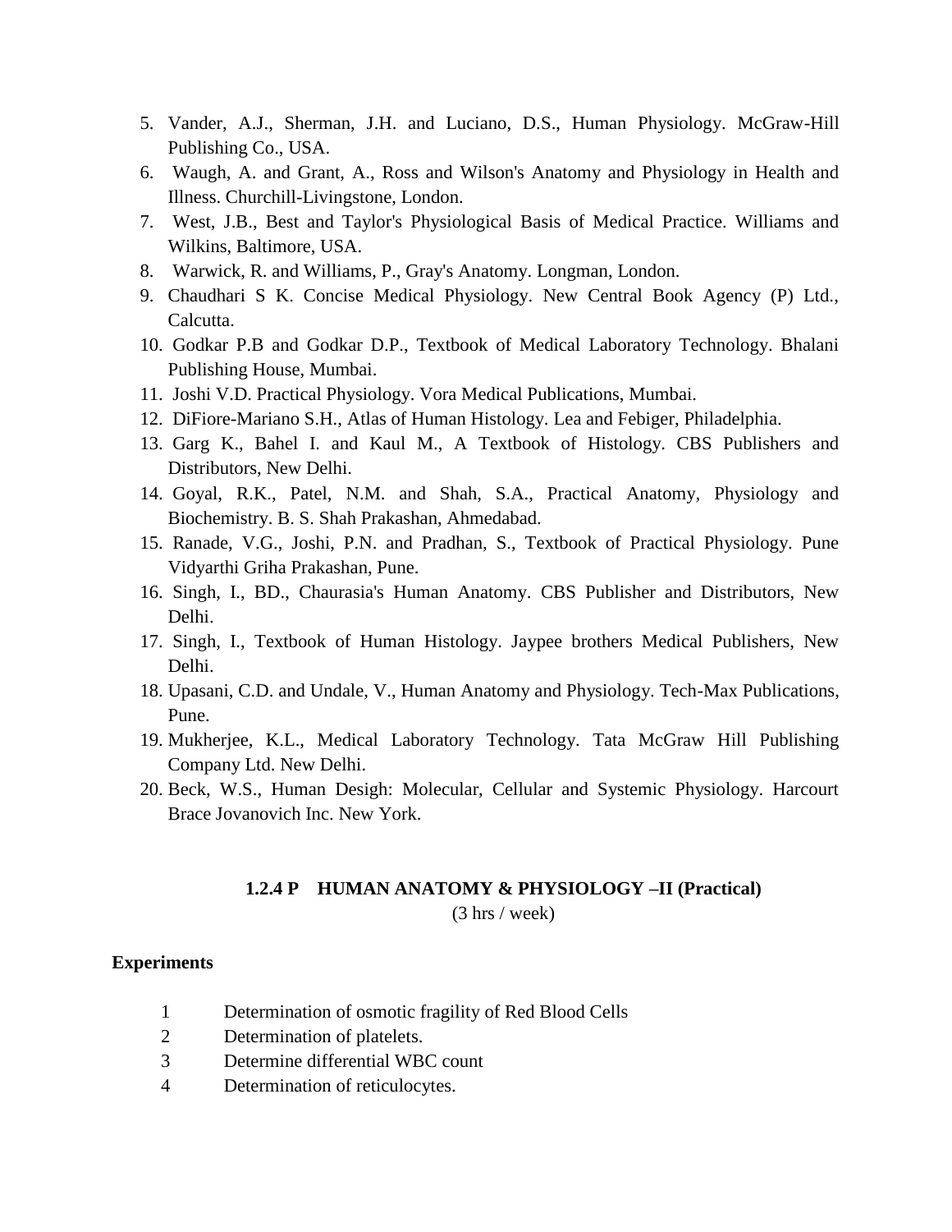5. Vander, A.J., Sherman, J.H. and Luciano, D.S., Human Physiology. McGraw-Hill Publishing Co., USA.
6. Waugh, A. and Grant, A., Ross and Wilson's Anatomy and Physiology in Health and Illness. Churchill-Livingstone, London.
7. West, J.B., Best and Taylor's Physiological Basis of Medical Practice. Williams and Wilkins, Baltimore, USA.
8. Warwick, R. and Williams, P., Gray's Anatomy. Longman, London.
9. Chaudhari S K. Concise Medical Physiology. New Central Book Agency (P) Ltd., Calcutta.
10. Godkar P.B and Godkar D.P., Textbook of Medical Laboratory Technology. Bhalani Publishing House, Mumbai.
11. Joshi V.D. Practical Physiology. Vora Medical Publications, Mumbai.
12. DiFiore-Mariano S.H., Atlas of Human Histology. Lea and Febiger, Philadelphia.
13. Garg K., Bahel I. and Kaul M., A Textbook of Histology. CBS Publishers and Distributors, New Delhi.
14. Goyal, R.K., Patel, N.M. and Shah, S.A., Practical Anatomy, Physiology and Biochemistry. B. S. Shah Prakashan, Ahmedabad.
15. Ranade, V.G., Joshi, P.N. and Pradhan, S., Textbook of Practical Physiology. Pune Vidyarthi Griha Prakashan, Pune.
16. Singh, I., BD., Chaurasia's Human Anatomy. CBS Publisher and Distributors, New Delhi.
17. Singh, I., Textbook of Human Histology. Jaypee brothers Medical Publishers, New Delhi.
18. Upasani, C.D. and Undale, V., Human Anatomy and Physiology. Tech-Max Publications, Pune.
19. Mukherjee, K.L., Medical Laboratory Technology. Tata McGraw Hill Publishing Company Ltd. New Delhi.
20. Beck, W.S., Human Desigh: Molecular, Cellular and Systemic Physiology. Harcourt Brace Jovanovich Inc. New York.

## 1.2.4 P HUMAN ANATOMY & PHYSIOLOGY –II (Practical)

(3 hrs / week)

**Experiments**

1. Determination of osmotic fragility of Red Blood Cells
2. Determination of platelets.
3. Determine differential WBC count
4. Determination of reticulocytes.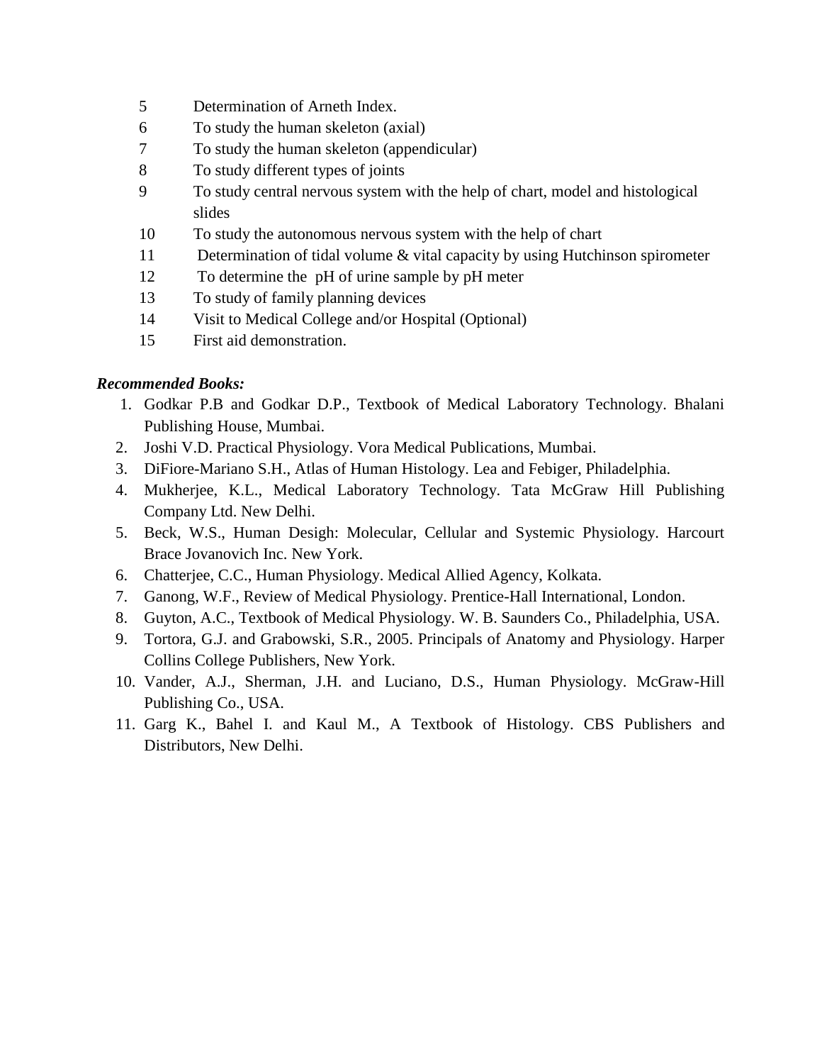5 Determination of Arneth Index.

6 To study the human skeleton (axial)

7 To study the human skeleton (appendicular)

8 To study different types of joints

9 To study central nervous system with the help of chart, model and histological slides

10 To study the autonomous nervous system with the help of chart

11 Determination of tidal volume & vital capacity by using Hutchinson spirometer

12 To determine the pH of urine sample by pH meter

13 To study of family planning devices

14 Visit to Medical College and/or Hospital (Optional)

15 First aid demonstration.

***Recommended Books:***

1. Godkar P.B and Godkar D.P., Textbook of Medical Laboratory Technology. Bhalani Publishing House, Mumbai.
2. Joshi V.D. Practical Physiology. Vora Medical Publications, Mumbai.
3. DiFiore-Mariano S.H., Atlas of Human Histology. Lea and Febiger, Philadelphia.
4. Mukherjee, K.L., Medical Laboratory Technology. Tata McGraw Hill Publishing Company Ltd. New Delhi.
5. Beck, W.S., Human Desigh: Molecular, Cellular and Systemic Physiology. Harcourt Brace Jovanovich Inc. New York.
6. Chatterjee, C.C., Human Physiology. Medical Allied Agency, Kolkata.
7. Ganong, W.F., Review of Medical Physiology. Prentice-Hall International, London.
8. Guyton, A.C., Textbook of Medical Physiology. W. B. Saunders Co., Philadelphia, USA.
9. Tortora, G.J. and Grabowski, S.R., 2005. Principals of Anatomy and Physiology. Harper Collins College Publishers, New York.
10. Vander, A.J., Sherman, J.H. and Luciano, D.S., Human Physiology. McGraw-Hill Publishing Co., USA.
11. Garg K., Bahel I. and Kaul M., A Textbook of Histology. CBS Publishers and Distributors, New Delhi.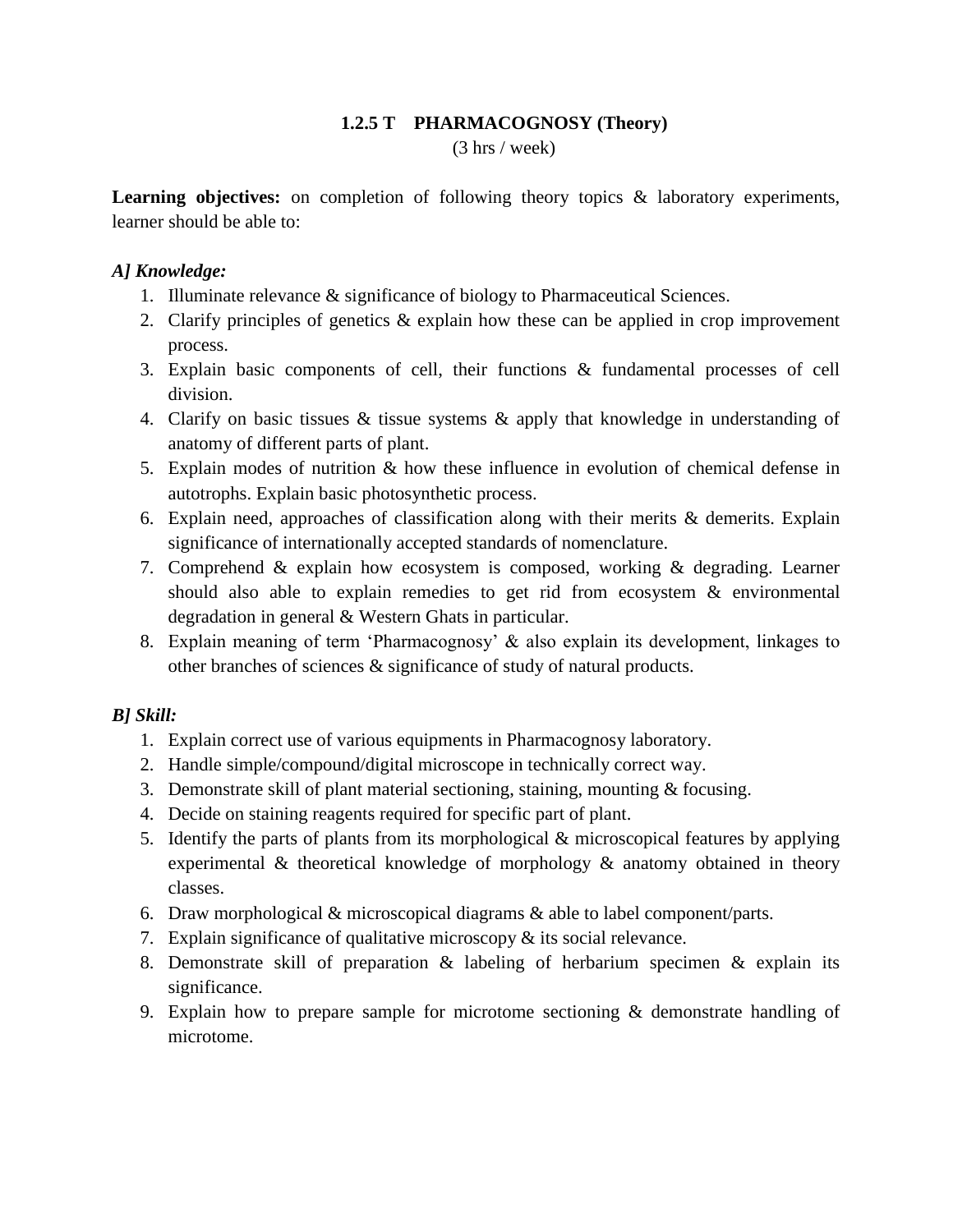## 1.2.5 T PHARMACOGNOSY (Theory)

(3 hrs / week)

**Learning objectives:** on completion of following theory topics & laboratory experiments, learner should be able to:

### *A] Knowledge:*

1. Illuminate relevance & significance of biology to Pharmaceutical Sciences.
2. Clarify principles of genetics & explain how these can be applied in crop improvement process.
3. Explain basic components of cell, their functions & fundamental processes of cell division.
4. Clarify on basic tissues & tissue systems & apply that knowledge in understanding of anatomy of different parts of plant.
5. Explain modes of nutrition & how these influence in evolution of chemical defense in autotrophs. Explain basic photosynthetic process.
6. Explain need, approaches of classification along with their merits & demerits. Explain significance of internationally accepted standards of nomenclature.
7. Comprehend & explain how ecosystem is composed, working & degrading. Learner should also able to explain remedies to get rid from ecosystem & environmental degradation in general & Western Ghats in particular.
8. Explain meaning of term 'Pharmacognosy' & also explain its development, linkages to other branches of sciences & significance of study of natural products.

### *B] Skill:*

1. Explain correct use of various equipments in Pharmacognosy laboratory.
2. Handle simple/compound/digital microscope in technically correct way.
3. Demonstrate skill of plant material sectioning, staining, mounting & focusing.
4. Decide on staining reagents required for specific part of plant.
5. Identify the parts of plants from its morphological & microscopical features by applying experimental & theoretical knowledge of morphology & anatomy obtained in theory classes.
6. Draw morphological & microscopical diagrams & able to label component/parts.
7. Explain significance of qualitative microscopy & its social relevance.
8. Demonstrate skill of preparation & labeling of herbarium specimen & explain its significance.
9. Explain how to prepare sample for microtome sectioning & demonstrate handling of microtome.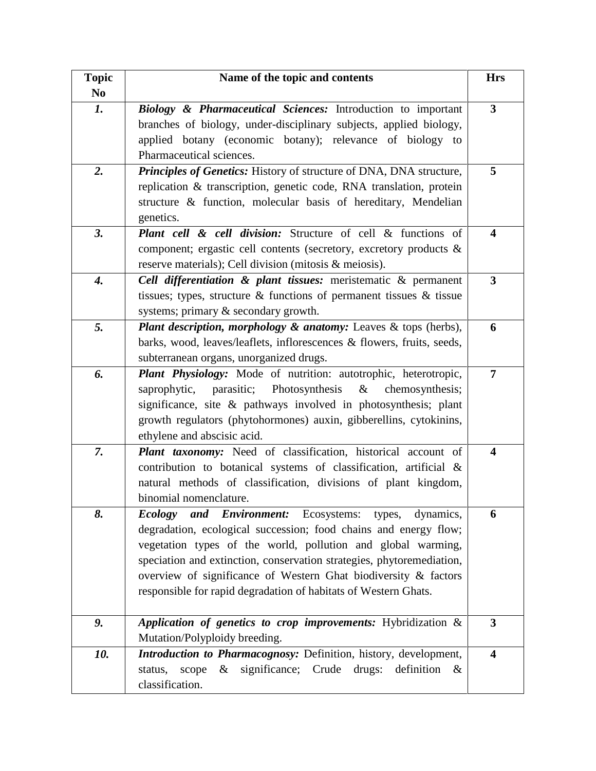| Topic No | Name of the topic and contents | Hrs |
|---|---|---|
| ***1.*** | ***Biology & Pharmaceutical Sciences:*** Introduction to important branches of biology, under-disciplinary subjects, applied biology, applied botany (economic botany); relevance of biology to Pharmaceutical sciences. | **3** |
| ***2.*** | ***Principles of Genetics:*** History of structure of DNA, DNA structure, replication & transcription, genetic code, RNA translation, protein structure & function, molecular basis of hereditary, Mendelian genetics. | **5** |
| ***3.*** | ***Plant cell & cell division:*** Structure of cell & functions of component; ergastic cell contents (secretory, excretory products & reserve materials); Cell division (mitosis & meiosis). | **4** |
| ***4.*** | ***Cell differentiation & plant tissues:*** meristematic & permanent tissues; types, structure & functions of permanent tissues & tissue systems; primary & secondary growth. | **3** |
| ***5.*** | ***Plant description, morphology & anatomy:*** Leaves & tops (herbs), barks, wood, leaves/leaflets, inflorescences & flowers, fruits, seeds, subterranean organs, unorganized drugs. | **6** |
| ***6.*** | ***Plant Physiology:*** Mode of nutrition: autotrophic, heterotropic, saprophytic, parasitic; Photosynthesis & chemosynthesis; significance, site & pathways involved in photosynthesis; plant growth regulators (phytohormones) auxin, gibberellins, cytokinins, ethylene and abscisic acid. | **7** |
| ***7.*** | ***Plant taxonomy:*** Need of classification, historical account of contribution to botanical systems of classification, artificial & natural methods of classification, divisions of plant kingdom, binomial nomenclature. | **4** |
| ***8.*** | ***Ecology and Environment:*** Ecosystems: types, dynamics, degradation, ecological succession; food chains and energy flow; vegetation types of the world, pollution and global warming, speciation and extinction, conservation strategies, phytoremediation, overview of significance of Western Ghat biodiversity & factors responsible for rapid degradation of habitats of Western Ghats. | **6** |
| ***9.*** | ***Application of genetics to crop improvements:*** Hybridization & Mutation/Polyploidy breeding. | **3** |
| ***10.*** | ***Introduction to Pharmacognosy:*** Definition, history, development, status, scope & significance; Crude drugs: definition & classification. | **4** |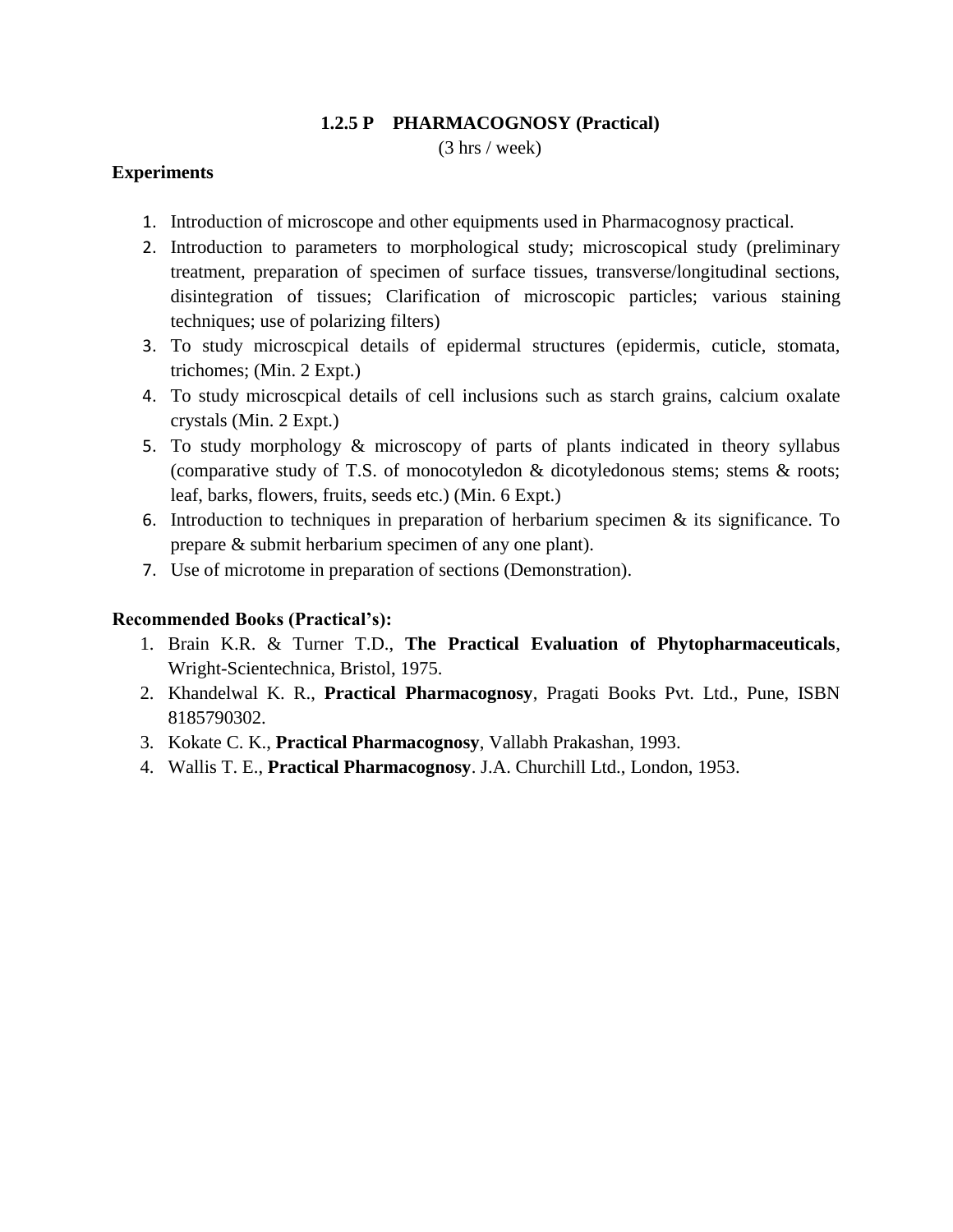## 1.2.5 P PHARMACOGNOSY (Practical)

(3 hrs / week)

**Experiments**

1. Introduction of microscope and other equipments used in Pharmacognosy practical.
2. Introduction to parameters to morphological study; microscopical study (preliminary treatment, preparation of specimen of surface tissues, transverse/longitudinal sections, disintegration of tissues; Clarification of microscopic particles; various staining techniques; use of polarizing filters)
3. To study microscpical details of epidermal structures (epidermis, cuticle, stomata, trichomes; (Min. 2 Expt.)
4. To study microscpical details of cell inclusions such as starch grains, calcium oxalate crystals (Min. 2 Expt.)
5. To study morphology & microscopy of parts of plants indicated in theory syllabus (comparative study of T.S. of monocotyledon & dicotyledonous stems; stems & roots; leaf, barks, flowers, fruits, seeds etc.) (Min. 6 Expt.)
6. Introduction to techniques in preparation of herbarium specimen & its significance. To prepare & submit herbarium specimen of any one plant).
7. Use of microtome in preparation of sections (Demonstration).

**Recommended Books (Practical's):**

1. Brain K.R. & Turner T.D., **The Practical Evaluation of Phytopharmaceuticals**, Wright-Scientechnica, Bristol, 1975.
2. Khandelwal K. R., **Practical Pharmacognosy**, Pragati Books Pvt. Ltd., Pune, ISBN 8185790302.
3. Kokate C. K., **Practical Pharmacognosy**, Vallabh Prakashan, 1993.
4. Wallis T. E., **Practical Pharmacognosy**. J.A. Churchill Ltd., London, 1953.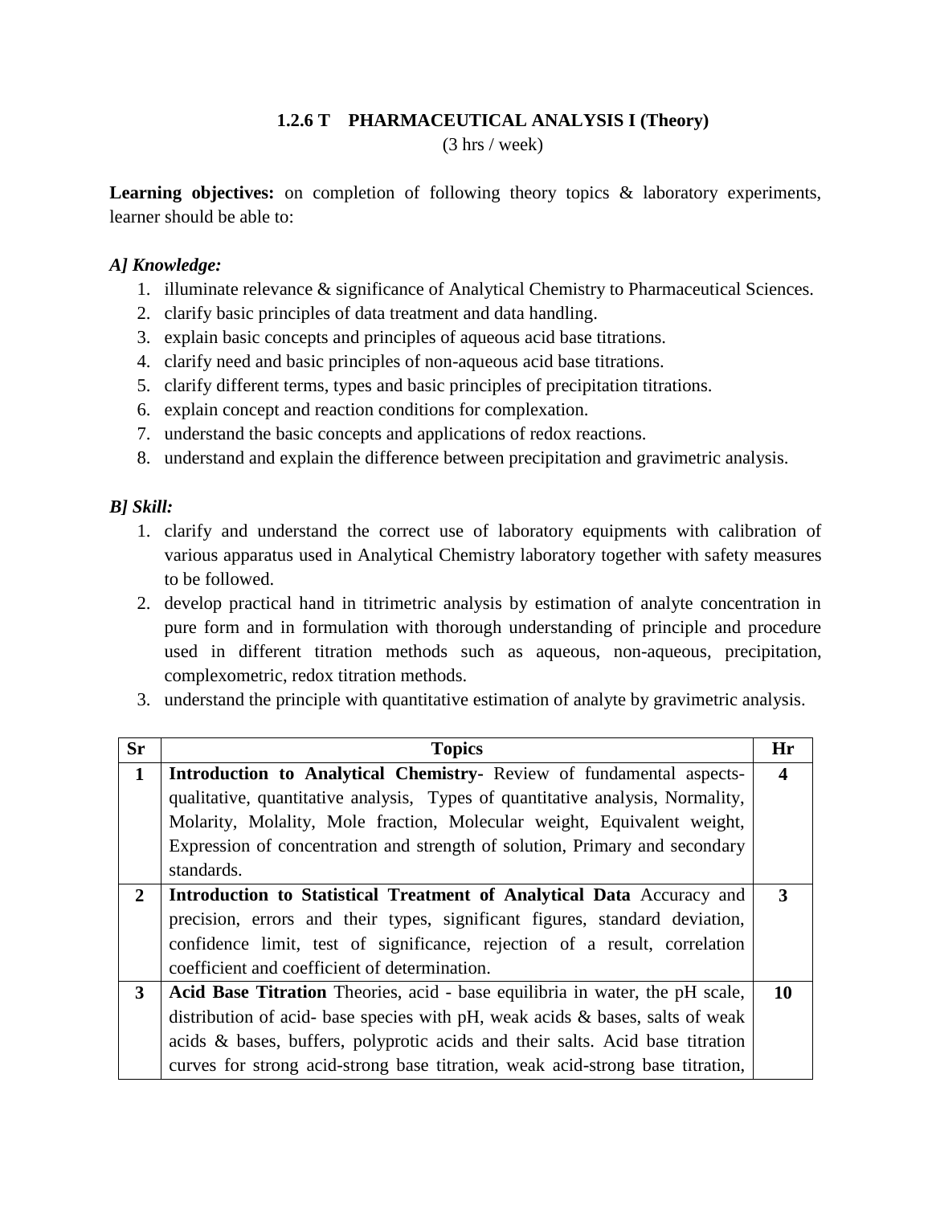# 1.2.6 T PHARMACEUTICAL ANALYSIS I (Theory)

(3 hrs / week)

**Learning objectives:** on completion of following theory topics & laboratory experiments, learner should be able to:

### *A] Knowledge:*

1. illuminate relevance & significance of Analytical Chemistry to Pharmaceutical Sciences.
2. clarify basic principles of data treatment and data handling.
3. explain basic concepts and principles of aqueous acid base titrations.
4. clarify need and basic principles of non-aqueous acid base titrations.
5. clarify different terms, types and basic principles of precipitation titrations.
6. explain concept and reaction conditions for complexation.
7. understand the basic concepts and applications of redox reactions.
8. understand and explain the difference between precipitation and gravimetric analysis.

### *B] Skill:*

1. clarify and understand the correct use of laboratory equipments with calibration of various apparatus used in Analytical Chemistry laboratory together with safety measures to be followed.
2. develop practical hand in titrimetric analysis by estimation of analyte concentration in pure form and in formulation with thorough understanding of principle and procedure used in different titration methods such as aqueous, non-aqueous, precipitation, complexometric, redox titration methods.
3. understand the principle with quantitative estimation of analyte by gravimetric analysis.

| Sr | Topics | Hr |
|---|---|---|
| **1** | **Introduction to Analytical Chemistry-** Review of fundamental aspects- qualitative, quantitative analysis, Types of quantitative analysis, Normality, Molarity, Molality, Mole fraction, Molecular weight, Equivalent weight, Expression of concentration and strength of solution, Primary and secondary standards. | **4** |
| **2** | **Introduction to Statistical Treatment of Analytical Data** Accuracy and precision, errors and their types, significant figures, standard deviation, confidence limit, test of significance, rejection of a result, correlation coefficient and coefficient of determination. | **3** |
| **3** | **Acid Base Titration** Theories, acid - base equilibria in water, the pH scale, distribution of acid- base species with pH, weak acids & bases, salts of weak acids & bases, buffers, polyprotic acids and their salts. Acid base titration curves for strong acid-strong base titration, weak acid-strong base titration, | **10** |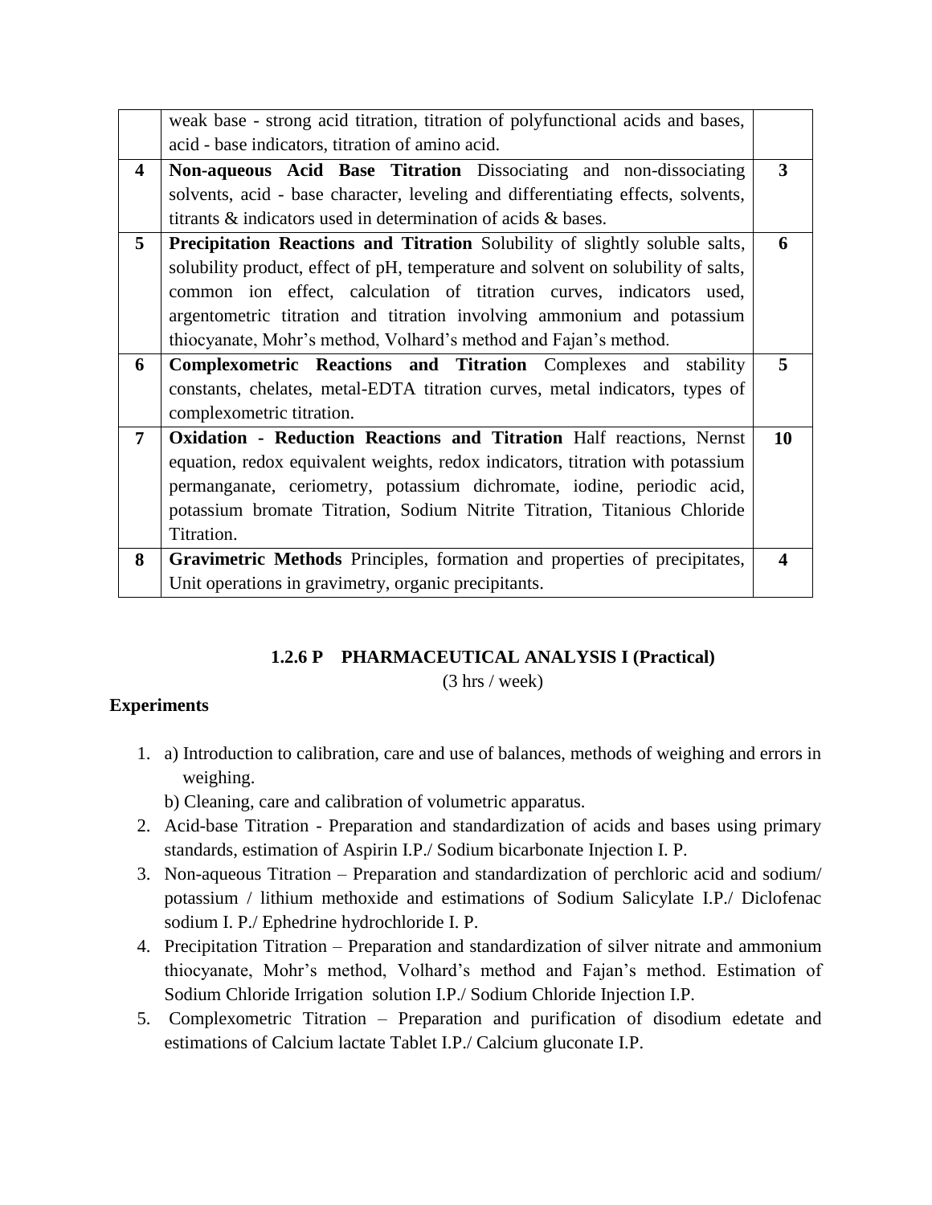| | | |
|---|---|---|
| | weak base - strong acid titration, titration of polyfunctional acids and bases, acid - base indicators, titration of amino acid. | |
| **4** | **Non-aqueous Acid Base Titration** Dissociating and non-dissociating solvents, acid - base character, leveling and differentiating effects, solvents, titrants & indicators used in determination of acids & bases. | **3** |
| **5** | **Precipitation Reactions and Titration** Solubility of slightly soluble salts, solubility product, effect of pH, temperature and solvent on solubility of salts, common ion effect, calculation of titration curves, indicators used, argentometric titration and titration involving ammonium and potassium thiocyanate, Mohr's method, Volhard's method and Fajan's method. | **6** |
| **6** | **Complexometric Reactions and Titration** Complexes and stability constants, chelates, metal-EDTA titration curves, metal indicators, types of complexometric titration. | **5** |
| **7** | **Oxidation - Reduction Reactions and Titration** Half reactions, Nernst equation, redox equivalent weights, redox indicators, titration with potassium permanganate, ceriometry, potassium dichromate, iodine, periodic acid, potassium bromate Titration, Sodium Nitrite Titration, Titanious Chloride Titration. | **10** |
| **8** | **Gravimetric Methods** Principles, formation and properties of precipitates, Unit operations in gravimetry, organic precipitants. | **4** |

## 1.2.6 P PHARMACEUTICAL ANALYSIS I (Practical)

(3 hrs / week)

### Experiments

1. a) Introduction to calibration, care and use of balances, methods of weighing and errors in weighing.

   b) Cleaning, care and calibration of volumetric apparatus.
2. Acid-base Titration - Preparation and standardization of acids and bases using primary standards, estimation of Aspirin I.P./ Sodium bicarbonate Injection I. P.
3. Non-aqueous Titration – Preparation and standardization of perchloric acid and sodium/ potassium / lithium methoxide and estimations of Sodium Salicylate I.P./ Diclofenac sodium I. P./ Ephedrine hydrochloride I. P.
4. Precipitation Titration – Preparation and standardization of silver nitrate and ammonium thiocyanate, Mohr's method, Volhard's method and Fajan's method. Estimation of Sodium Chloride Irrigation solution I.P./ Sodium Chloride Injection I.P.
5. Complexometric Titration – Preparation and purification of disodium edetate and estimations of Calcium lactate Tablet I.P./ Calcium gluconate I.P.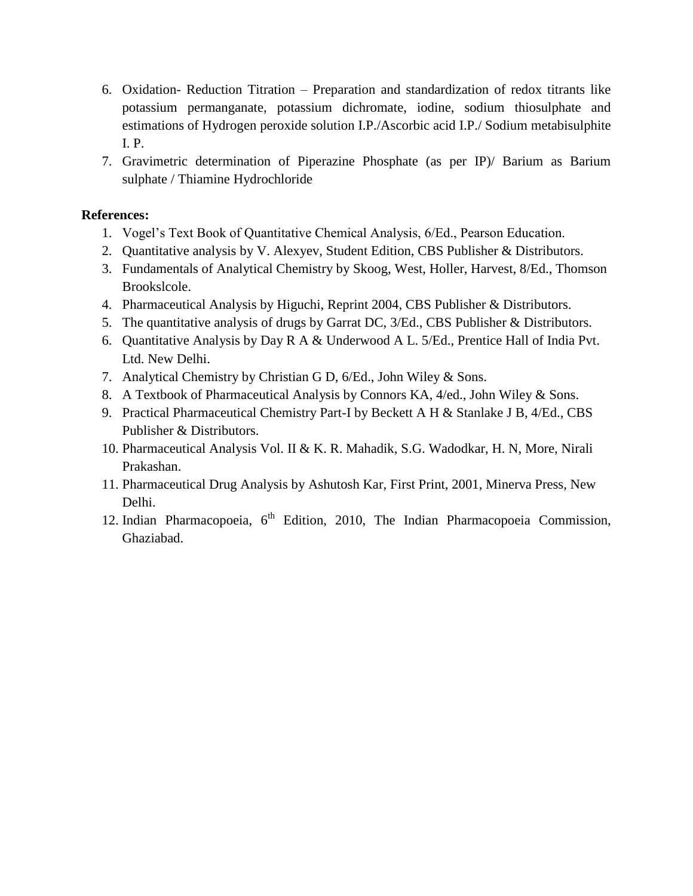6. Oxidation- Reduction Titration – Preparation and standardization of redox titrants like potassium permanganate, potassium dichromate, iodine, sodium thiosulphate and estimations of Hydrogen peroxide solution I.P./Ascorbic acid I.P./ Sodium metabisulphite I. P.
7. Gravimetric determination of Piperazine Phosphate (as per IP)/ Barium as Barium sulphate / Thiamine Hydrochloride

**References:**

1. Vogel's Text Book of Quantitative Chemical Analysis, 6/Ed., Pearson Education.
2. Quantitative analysis by V. Alexyev, Student Edition, CBS Publisher & Distributors.
3. Fundamentals of Analytical Chemistry by Skoog, West, Holler, Harvest, 8/Ed., Thomson Brookslcole.
4. Pharmaceutical Analysis by Higuchi, Reprint 2004, CBS Publisher & Distributors.
5. The quantitative analysis of drugs by Garrat DC, 3/Ed., CBS Publisher & Distributors.
6. Quantitative Analysis by Day R A & Underwood A L. 5/Ed., Prentice Hall of India Pvt. Ltd. New Delhi.
7. Analytical Chemistry by Christian G D, 6/Ed., John Wiley & Sons.
8. A Textbook of Pharmaceutical Analysis by Connors KA, 4/ed., John Wiley & Sons.
9. Practical Pharmaceutical Chemistry Part-I by Beckett A H & Stanlake J B, 4/Ed., CBS Publisher & Distributors.
10. Pharmaceutical Analysis Vol. II & K. R. Mahadik, S.G. Wadodkar, H. N, More, Nirali Prakashan.
11. Pharmaceutical Drug Analysis by Ashutosh Kar, First Print, 2001, Minerva Press, New Delhi.
12. Indian Pharmacopoeia, 6th Edition, 2010, The Indian Pharmacopoeia Commission, Ghaziabad.